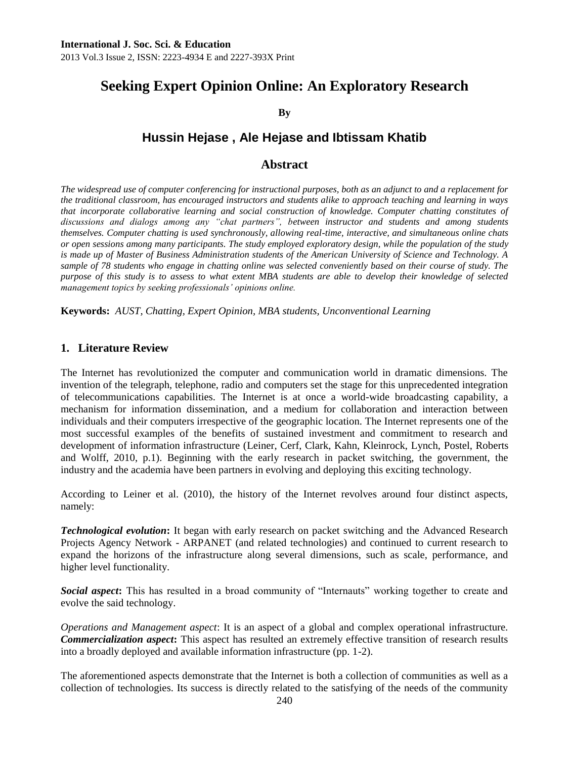# Seeking Expert Opinion Online: An Exploratory Research

**By**

## Hussin Hejase , Ale Hejase and Ibtissam Khatib

## Abstract

*The widespread use of computer conferencing for instructional purposes, both as an adjunct to and a replacement for the traditional classroom, has encouraged instructors and students alike to approach teaching and learning in ways that incorporate collaborative learning and social construction of knowledge. Computer chatting constitutes of discussions and dialogs among any "chat partners", between instructor and students and among students themselves. Computer chatting is used synchronously, allowing real-time, interactive, and simultaneous online chats or open sessions among many participants. The study employed exploratory design, while the population of the study is made up of Master of Business Administration students of the American University of Science and Technology. A sample of 78 students who engage in chatting online was selected conveniently based on their course of study. The purpose of this study is to assess to what extent MBA students are able to develop their knowledge of selected management topics by seeking professionals' opinions online.*

**Keywords:** *AUST, Chatting, Expert Opinion, MBA students, Unconventional Learning*

## 1. Literature Review

The Internet has revolutionized the computer and communication world in dramatic dimensions. The invention of the telegraph, telephone, radio and computers set the stage for this unprecedented integration of telecommunications capabilities. The Internet is at once a world-wide broadcasting capability, a mechanism for information dissemination, and a medium for collaboration and interaction between individuals and their computers irrespective of the geographic location. The Internet represents one of the most successful examples of the benefits of sustained investment and commitment to research and development of information infrastructure (Leiner, Cerf, Clark, Kahn, Kleinrock, Lynch, Postel, Roberts and Wolff, 2010, p.1). Beginning with the early research in packet switching, the government, the industry and the academia have been partners in evolving and deploying this exciting technology.

According to Leiner et al. (2010), the history of the Internet revolves around four distinct aspects, namely:

***Technological evolution*:** It began with early research on packet switching and the Advanced Research Projects Agency Network - ARPANET (and related technologies) and continued to current research to expand the horizons of the infrastructure along several dimensions, such as scale, performance, and higher level functionality.

***Social aspect*:** This has resulted in a broad community of "Internauts" working together to create and evolve the said technology.

*Operations and Management aspect*: It is an aspect of a global and complex operational infrastructure.

***Commercialization aspect*:** This aspect has resulted an extremely effective transition of research results into a broadly deployed and available information infrastructure (pp. 1-2).

The aforementioned aspects demonstrate that the Internet is both a collection of communities as well as a collection of technologies. Its success is directly related to the satisfying of the needs of the community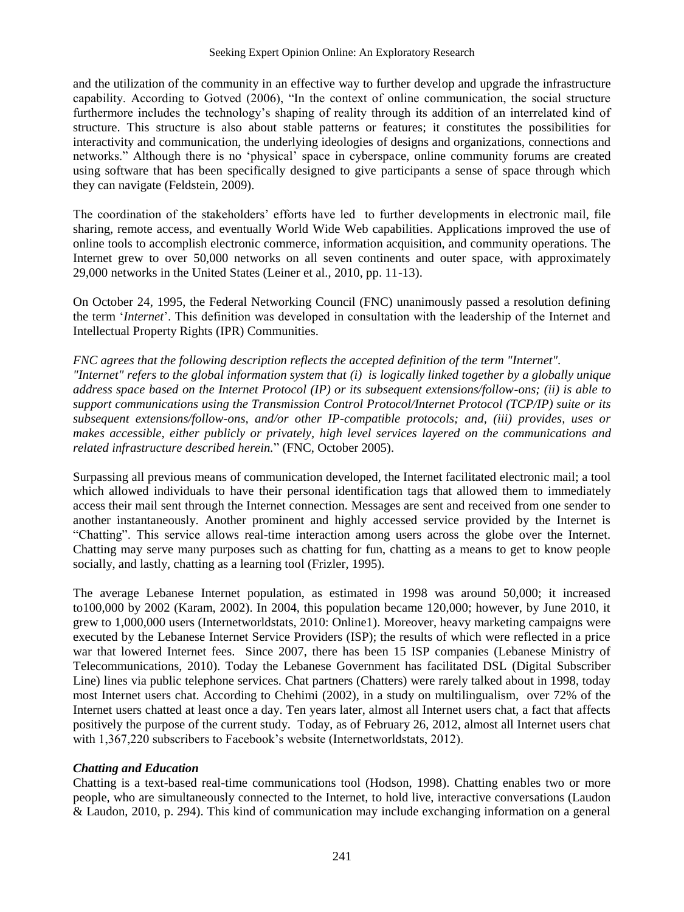and the utilization of the community in an effective way to further develop and upgrade the infrastructure capability. According to Gotved (2006), "In the context of online communication, the social structure furthermore includes the technology's shaping of reality through its addition of an interrelated kind of structure. This structure is also about stable patterns or features; it constitutes the possibilities for interactivity and communication, the underlying ideologies of designs and organizations, connections and networks." Although there is no 'physical' space in cyberspace, online community forums are created using software that has been specifically designed to give participants a sense of space through which they can navigate (Feldstein, 2009).

The coordination of the stakeholders' efforts have led to further developments in electronic mail, file sharing, remote access, and eventually World Wide Web capabilities. Applications improved the use of online tools to accomplish electronic commerce, information acquisition, and community operations. The Internet grew to over 50,000 networks on all seven continents and outer space, with approximately 29,000 networks in the United States (Leiner et al., 2010, pp. 11-13).

On October 24, 1995, the Federal Networking Council (FNC) unanimously passed a resolution defining the term '*Internet*'. This definition was developed in consultation with the leadership of the Internet and Intellectual Property Rights (IPR) Communities.

*FNC agrees that the following description reflects the accepted definition of the term "Internet". "Internet" refers to the global information system that (i) is logically linked together by a globally unique address space based on the Internet Protocol (IP) or its subsequent extensions/follow-ons; (ii) is able to support communications using the Transmission Control Protocol/Internet Protocol (TCP/IP) suite or its subsequent extensions/follow-ons, and/or other IP-compatible protocols; and, (iii) provides, uses or makes accessible, either publicly or privately, high level services layered on the communications and related infrastructure described herein.*" (FNC, October 2005).

Surpassing all previous means of communication developed, the Internet facilitated electronic mail; a tool which allowed individuals to have their personal identification tags that allowed them to immediately access their mail sent through the Internet connection. Messages are sent and received from one sender to another instantaneously. Another prominent and highly accessed service provided by the Internet is "Chatting". This service allows real-time interaction among users across the globe over the Internet. Chatting may serve many purposes such as chatting for fun, chatting as a means to get to know people socially, and lastly, chatting as a learning tool (Frizler, 1995).

The average Lebanese Internet population, as estimated in 1998 was around 50,000; it increased to100,000 by 2002 (Karam, 2002). In 2004, this population became 120,000; however, by June 2010, it grew to 1,000,000 users (Internetworldstats, 2010: Online1). Moreover, heavy marketing campaigns were executed by the Lebanese Internet Service Providers (ISP); the results of which were reflected in a price war that lowered Internet fees. Since 2007, there has been 15 ISP companies (Lebanese Ministry of Telecommunications, 2010). Today the Lebanese Government has facilitated DSL (Digital Subscriber Line) lines via public telephone services. Chat partners (Chatters) were rarely talked about in 1998, today most Internet users chat. According to Chehimi (2002), in a study on multilingualism, over 72% of the Internet users chatted at least once a day. Ten years later, almost all Internet users chat, a fact that affects positively the purpose of the current study. Today, as of February 26, 2012, almost all Internet users chat with 1,367,220 subscribers to Facebook's website (Internetworldstats, 2012).

### *Chatting and Education*

Chatting is a text-based real-time communications tool (Hodson, 1998). Chatting enables two or more people, who are simultaneously connected to the Internet, to hold live, interactive conversations (Laudon & Laudon, 2010, p. 294). This kind of communication may include exchanging information on a general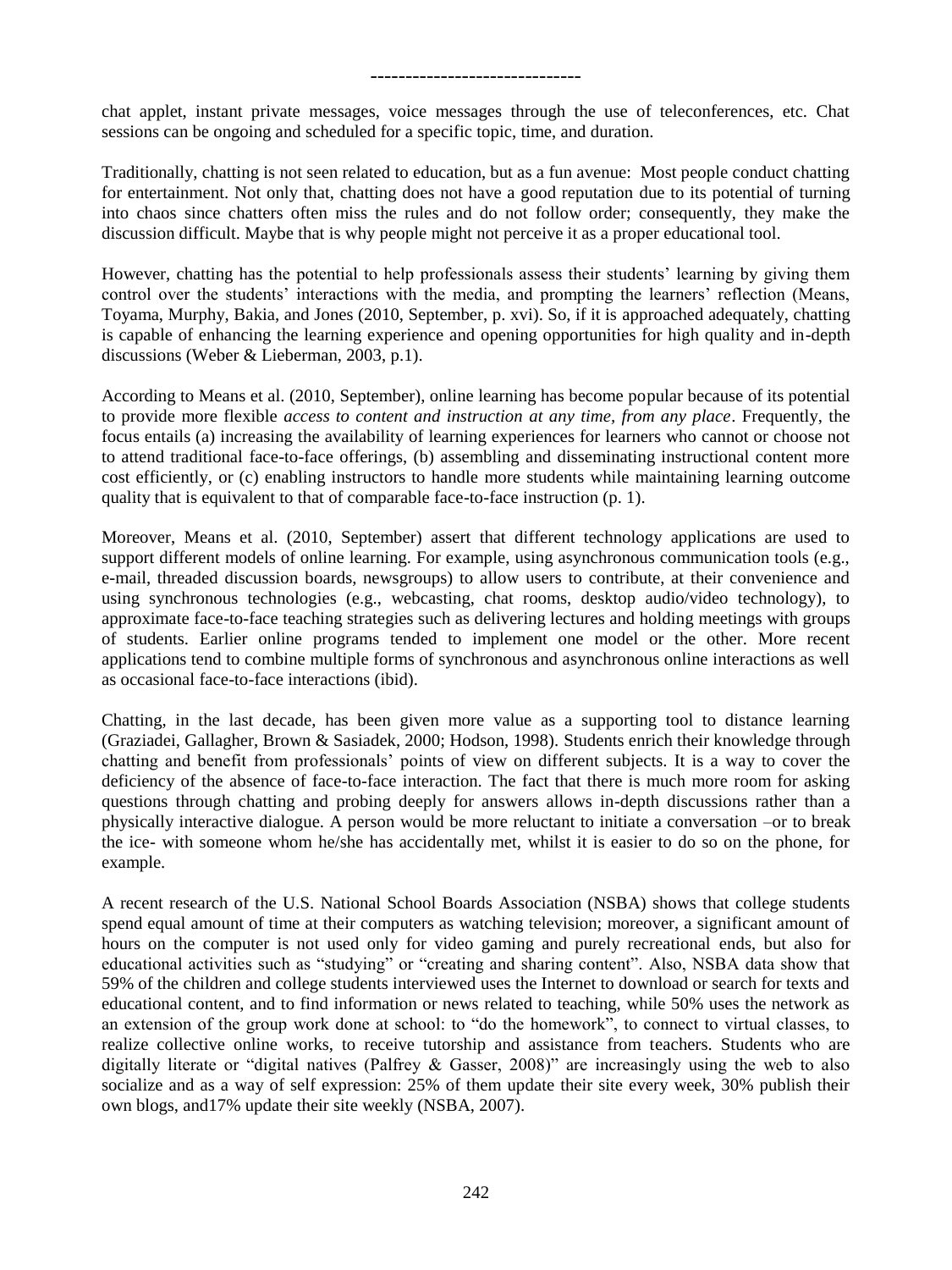chat applet, instant private messages, voice messages through the use of teleconferences, etc. Chat sessions can be ongoing and scheduled for a specific topic, time, and duration.

Traditionally, chatting is not seen related to education, but as a fun avenue: Most people conduct chatting for entertainment. Not only that, chatting does not have a good reputation due to its potential of turning into chaos since chatters often miss the rules and do not follow order; consequently, they make the discussion difficult. Maybe that is why people might not perceive it as a proper educational tool.

However, chatting has the potential to help professionals assess their students' learning by giving them control over the students' interactions with the media, and prompting the learners' reflection (Means, Toyama, Murphy, Bakia, and Jones (2010, September, p. xvi). So, if it is approached adequately, chatting is capable of enhancing the learning experience and opening opportunities for high quality and in-depth discussions (Weber & Lieberman, 2003, p.1).

According to Means et al. (2010, September), online learning has become popular because of its potential to provide more flexible *access to content and instruction at any time, from any place*. Frequently, the focus entails (a) increasing the availability of learning experiences for learners who cannot or choose not to attend traditional face-to-face offerings, (b) assembling and disseminating instructional content more cost efficiently, or (c) enabling instructors to handle more students while maintaining learning outcome quality that is equivalent to that of comparable face-to-face instruction (p. 1).

Moreover, Means et al. (2010, September) assert that different technology applications are used to support different models of online learning. For example, using asynchronous communication tools (e.g., e-mail, threaded discussion boards, newsgroups) to allow users to contribute, at their convenience and using synchronous technologies (e.g., webcasting, chat rooms, desktop audio/video technology), to approximate face-to-face teaching strategies such as delivering lectures and holding meetings with groups of students. Earlier online programs tended to implement one model or the other. More recent applications tend to combine multiple forms of synchronous and asynchronous online interactions as well as occasional face-to-face interactions (ibid).

Chatting, in the last decade, has been given more value as a supporting tool to distance learning (Graziadei, Gallagher, Brown & Sasiadek, 2000; Hodson, 1998). Students enrich their knowledge through chatting and benefit from professionals' points of view on different subjects. It is a way to cover the deficiency of the absence of face-to-face interaction. The fact that there is much more room for asking questions through chatting and probing deeply for answers allows in-depth discussions rather than a physically interactive dialogue. A person would be more reluctant to initiate a conversation –or to break the ice- with someone whom he/she has accidentally met, whilst it is easier to do so on the phone, for example.

A recent research of the U.S. National School Boards Association (NSBA) shows that college students spend equal amount of time at their computers as watching television; moreover, a significant amount of hours on the computer is not used only for video gaming and purely recreational ends, but also for educational activities such as "studying" or "creating and sharing content". Also, NSBA data show that 59% of the children and college students interviewed uses the Internet to download or search for texts and educational content, and to find information or news related to teaching, while 50% uses the network as an extension of the group work done at school: to "do the homework", to connect to virtual classes, to realize collective online works, to receive tutorship and assistance from teachers. Students who are digitally literate or "digital natives (Palfrey & Gasser, 2008)" are increasingly using the web to also socialize and as a way of self expression: 25% of them update their site every week, 30% publish their own blogs, and17% update their site weekly (NSBA, 2007).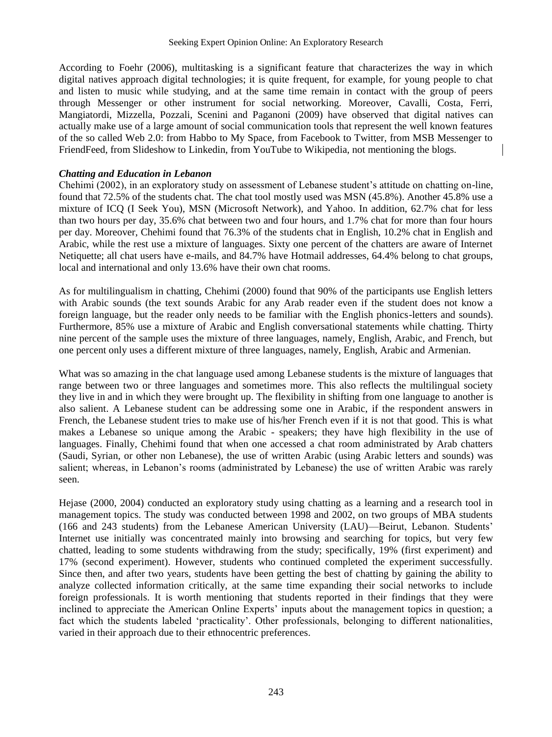According to Foehr (2006), multitasking is a significant feature that characterizes the way in which digital natives approach digital technologies; it is quite frequent, for example, for young people to chat and listen to music while studying, and at the same time remain in contact with the group of peers through Messenger or other instrument for social networking. Moreover, Cavalli, Costa, Ferri, Mangiatordi, Mizzella, Pozzali, Scenini and Paganoni (2009) have observed that digital natives can actually make use of a large amount of social communication tools that represent the well known features of the so called Web 2.0: from Habbo to My Space, from Facebook to Twitter, from MSB Messenger to FriendFeed, from Slideshow to Linkedin, from YouTube to Wikipedia, not mentioning the blogs.

***Chatting and Education in Lebanon***

Chehimi (2002), in an exploratory study on assessment of Lebanese student's attitude on chatting on-line, found that 72.5% of the students chat. The chat tool mostly used was MSN (45.8%). Another 45.8% use a mixture of ICQ (I Seek You), MSN (Microsoft Network), and Yahoo. In addition, 62.7% chat for less than two hours per day, 35.6% chat between two and four hours, and 1.7% chat for more than four hours per day. Moreover, Chehimi found that 76.3% of the students chat in English, 10.2% chat in English and Arabic, while the rest use a mixture of languages. Sixty one percent of the chatters are aware of Internet Netiquette; all chat users have e-mails, and 84.7% have Hotmail addresses, 64.4% belong to chat groups, local and international and only 13.6% have their own chat rooms.

As for multilingualism in chatting, Chehimi (2000) found that 90% of the participants use English letters with Arabic sounds (the text sounds Arabic for any Arab reader even if the student does not know a foreign language, but the reader only needs to be familiar with the English phonics-letters and sounds). Furthermore, 85% use a mixture of Arabic and English conversational statements while chatting. Thirty nine percent of the sample uses the mixture of three languages, namely, English, Arabic, and French, but one percent only uses a different mixture of three languages, namely, English, Arabic and Armenian.

What was so amazing in the chat language used among Lebanese students is the mixture of languages that range between two or three languages and sometimes more. This also reflects the multilingual society they live in and in which they were brought up. The flexibility in shifting from one language to another is also salient. A Lebanese student can be addressing some one in Arabic, if the respondent answers in French, the Lebanese student tries to make use of his/her French even if it is not that good. This is what makes a Lebanese so unique among the Arabic - speakers; they have high flexibility in the use of languages. Finally, Chehimi found that when one accessed a chat room administrated by Arab chatters (Saudi, Syrian, or other non Lebanese), the use of written Arabic (using Arabic letters and sounds) was salient; whereas, in Lebanon's rooms (administrated by Lebanese) the use of written Arabic was rarely seen.

Hejase (2000, 2004) conducted an exploratory study using chatting as a learning and a research tool in management topics. The study was conducted between 1998 and 2002, on two groups of MBA students (166 and 243 students) from the Lebanese American University (LAU)—Beirut, Lebanon. Students' Internet use initially was concentrated mainly into browsing and searching for topics, but very few chatted, leading to some students withdrawing from the study; specifically, 19% (first experiment) and 17% (second experiment). However, students who continued completed the experiment successfully. Since then, and after two years, students have been getting the best of chatting by gaining the ability to analyze collected information critically, at the same time expanding their social networks to include foreign professionals. It is worth mentioning that students reported in their findings that they were inclined to appreciate the American Online Experts' inputs about the management topics in question; a fact which the students labeled 'practicality'. Other professionals, belonging to different nationalities, varied in their approach due to their ethnocentric preferences.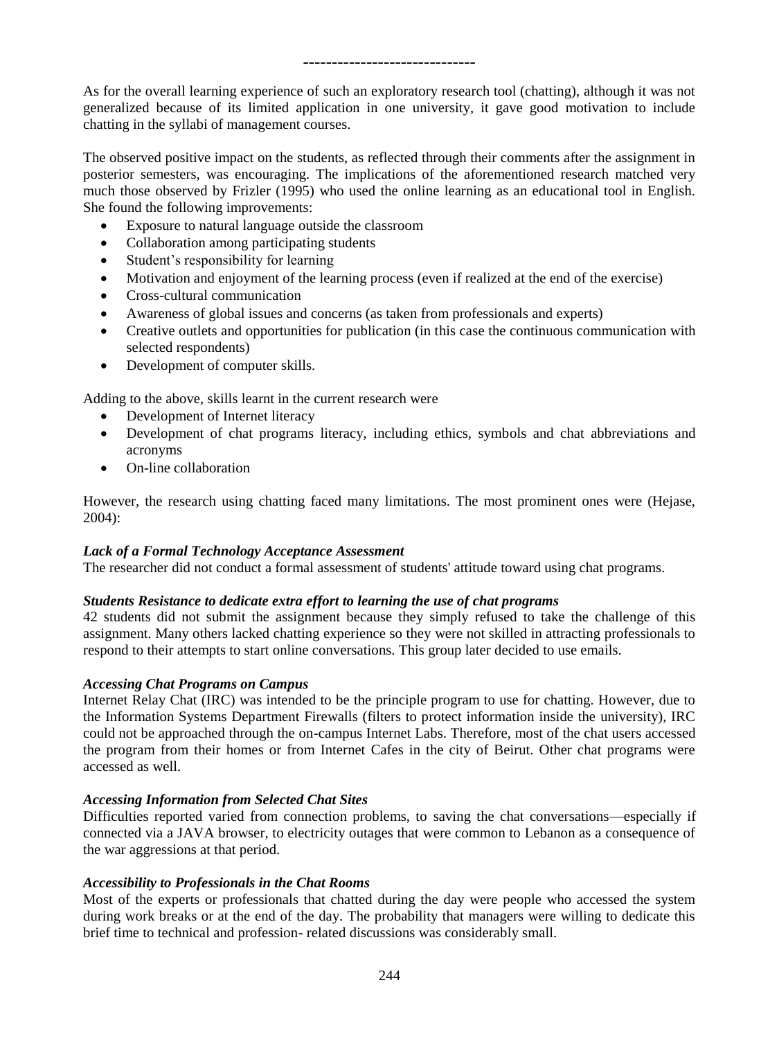------------------------------

As for the overall learning experience of such an exploratory research tool (chatting), although it was not generalized because of its limited application in one university, it gave good motivation to include chatting in the syllabi of management courses.

The observed positive impact on the students, as reflected through their comments after the assignment in posterior semesters, was encouraging. The implications of the aforementioned research matched very much those observed by Frizler (1995) who used the online learning as an educational tool in English. She found the following improvements:

- Exposure to natural language outside the classroom
- Collaboration among participating students
- Student's responsibility for learning
- Motivation and enjoyment of the learning process (even if realized at the end of the exercise)
- Cross-cultural communication
- Awareness of global issues and concerns (as taken from professionals and experts)
- Creative outlets and opportunities for publication (in this case the continuous communication with selected respondents)
- Development of computer skills.

Adding to the above, skills learnt in the current research were

- Development of Internet literacy
- Development of chat programs literacy, including ethics, symbols and chat abbreviations and acronyms
- On-line collaboration

However, the research using chatting faced many limitations. The most prominent ones were (Hejase, 2004):

***Lack of a Formal Technology Acceptance Assessment***

The researcher did not conduct a formal assessment of students' attitude toward using chat programs.

***Students Resistance to dedicate extra effort to learning the use of chat programs***

42 students did not submit the assignment because they simply refused to take the challenge of this assignment. Many others lacked chatting experience so they were not skilled in attracting professionals to respond to their attempts to start online conversations. This group later decided to use emails.

***Accessing Chat Programs on Campus***

Internet Relay Chat (IRC) was intended to be the principle program to use for chatting. However, due to the Information Systems Department Firewalls (filters to protect information inside the university), IRC could not be approached through the on-campus Internet Labs. Therefore, most of the chat users accessed the program from their homes or from Internet Cafes in the city of Beirut. Other chat programs were accessed as well.

***Accessing Information from Selected Chat Sites***

Difficulties reported varied from connection problems, to saving the chat conversations—especially if connected via a JAVA browser, to electricity outages that were common to Lebanon as a consequence of the war aggressions at that period.

***Accessibility to Professionals in the Chat Rooms***

Most of the experts or professionals that chatted during the day were people who accessed the system during work breaks or at the end of the day. The probability that managers were willing to dedicate this brief time to technical and profession- related discussions was considerably small.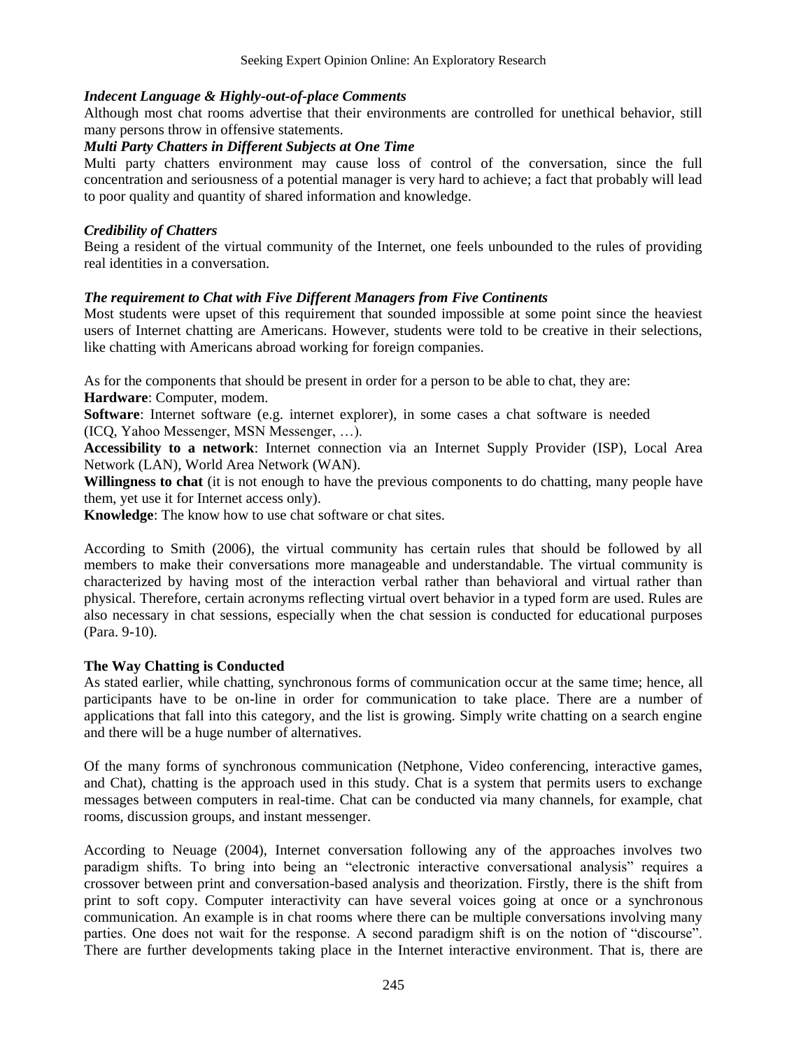### *Indecent Language & Highly-out-of-place Comments*

Although most chat rooms advertise that their environments are controlled for unethical behavior, still many persons throw in offensive statements.

### *Multi Party Chatters in Different Subjects at One Time*

Multi party chatters environment may cause loss of control of the conversation, since the full concentration and seriousness of a potential manager is very hard to achieve; a fact that probably will lead to poor quality and quantity of shared information and knowledge.

### *Credibility of Chatters*

Being a resident of the virtual community of the Internet, one feels unbounded to the rules of providing real identities in a conversation.

### *The requirement to Chat with Five Different Managers from Five Continents*

Most students were upset of this requirement that sounded impossible at some point since the heaviest users of Internet chatting are Americans. However, students were told to be creative in their selections, like chatting with Americans abroad working for foreign companies.

As for the components that should be present in order for a person to be able to chat, they are:

**Hardware**: Computer, modem.

**Software**: Internet software (e.g. internet explorer), in some cases a chat software is needed (ICQ, Yahoo Messenger, MSN Messenger, …).

**Accessibility to a network**: Internet connection via an Internet Supply Provider (ISP), Local Area Network (LAN), World Area Network (WAN).

**Willingness to chat** (it is not enough to have the previous components to do chatting, many people have them, yet use it for Internet access only).

**Knowledge**: The know how to use chat software or chat sites.

According to Smith (2006), the virtual community has certain rules that should be followed by all members to make their conversations more manageable and understandable. The virtual community is characterized by having most of the interaction verbal rather than behavioral and virtual rather than physical. Therefore, certain acronyms reflecting virtual overt behavior in a typed form are used. Rules are also necessary in chat sessions, especially when the chat session is conducted for educational purposes (Para. 9-10).

### **The Way Chatting is Conducted**

As stated earlier, while chatting, synchronous forms of communication occur at the same time; hence, all participants have to be on-line in order for communication to take place. There are a number of applications that fall into this category, and the list is growing. Simply write chatting on a search engine and there will be a huge number of alternatives.

Of the many forms of synchronous communication (Netphone, Video conferencing, interactive games, and Chat), chatting is the approach used in this study. Chat is a system that permits users to exchange messages between computers in real-time. Chat can be conducted via many channels, for example, chat rooms, discussion groups, and instant messenger.

According to Neuage (2004), Internet conversation following any of the approaches involves two paradigm shifts. To bring into being an "electronic interactive conversational analysis" requires a crossover between print and conversation-based analysis and theorization. Firstly, there is the shift from print to soft copy. Computer interactivity can have several voices going at once or a synchronous communication. An example is in chat rooms where there can be multiple conversations involving many parties. One does not wait for the response. A second paradigm shift is on the notion of "discourse". There are further developments taking place in the Internet interactive environment. That is, there are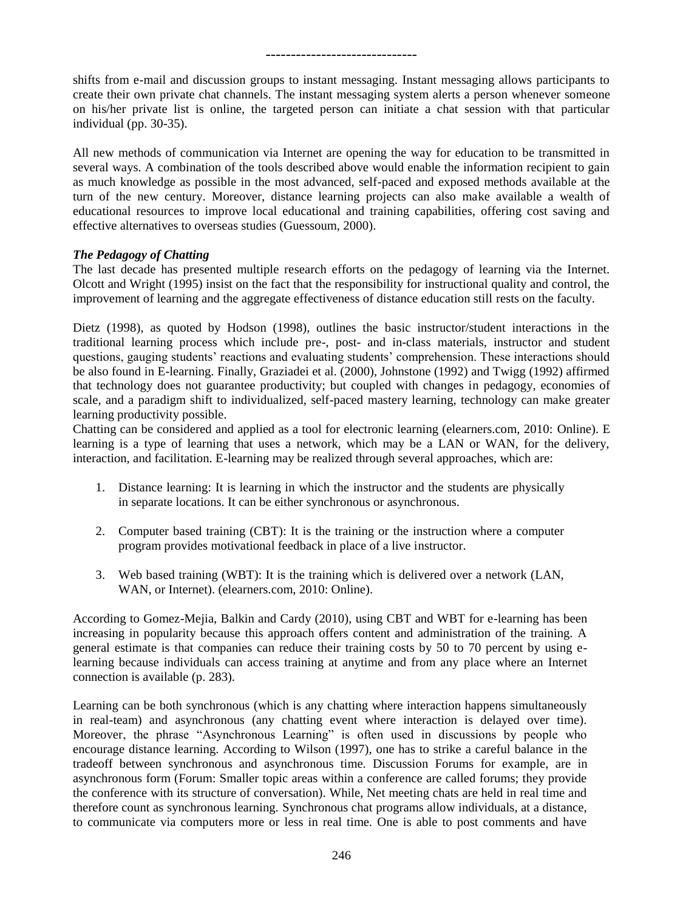shifts from e-mail and discussion groups to instant messaging. Instant messaging allows participants to create their own private chat channels. The instant messaging system alerts a person whenever someone on his/her private list is online, the targeted person can initiate a chat session with that particular individual (pp. 30-35).

All new methods of communication via Internet are opening the way for education to be transmitted in several ways. A combination of the tools described above would enable the information recipient to gain as much knowledge as possible in the most advanced, self-paced and exposed methods available at the turn of the new century. Moreover, distance learning projects can also make available a wealth of educational resources to improve local educational and training capabilities, offering cost saving and effective alternatives to overseas studies (Guessoum, 2000).

### *The Pedagogy of Chatting*

The last decade has presented multiple research efforts on the pedagogy of learning via the Internet. Olcott and Wright (1995) insist on the fact that the responsibility for instructional quality and control, the improvement of learning and the aggregate effectiveness of distance education still rests on the faculty.

Dietz (1998), as quoted by Hodson (1998), outlines the basic instructor/student interactions in the traditional learning process which include pre-, post- and in-class materials, instructor and student questions, gauging students' reactions and evaluating students' comprehension. These interactions should be also found in E-learning. Finally, Graziadei et al. (2000), Johnstone (1992) and Twigg (1992) affirmed that technology does not guarantee productivity; but coupled with changes in pedagogy, economies of scale, and a paradigm shift to individualized, self-paced mastery learning, technology can make greater learning productivity possible.

Chatting can be considered and applied as a tool for electronic learning (elearners.com, 2010: Online). E learning is a type of learning that uses a network, which may be a LAN or WAN, for the delivery, interaction, and facilitation. E-learning may be realized through several approaches, which are:

1. Distance learning: It is learning in which the instructor and the students are physically in separate locations. It can be either synchronous or asynchronous.

2. Computer based training (CBT): It is the training or the instruction where a computer program provides motivational feedback in place of a live instructor.

3. Web based training (WBT): It is the training which is delivered over a network (LAN, WAN, or Internet). (elearners.com, 2010: Online).

According to Gomez-Mejia, Balkin and Cardy (2010), using CBT and WBT for e-learning has been increasing in popularity because this approach offers content and administration of the training. A general estimate is that companies can reduce their training costs by 50 to 70 percent by using e-learning because individuals can access training at anytime and from any place where an Internet connection is available (p. 283).

Learning can be both synchronous (which is any chatting where interaction happens simultaneously in real-team) and asynchronous (any chatting event where interaction is delayed over time). Moreover, the phrase "Asynchronous Learning" is often used in discussions by people who encourage distance learning. According to Wilson (1997), one has to strike a careful balance in the tradeoff between synchronous and asynchronous time. Discussion Forums for example, are in asynchronous form (Forum: Smaller topic areas within a conference are called forums; they provide the conference with its structure of conversation). While, Net meeting chats are held in real time and therefore count as synchronous learning. Synchronous chat programs allow individuals, at a distance, to communicate via computers more or less in real time. One is able to post comments and have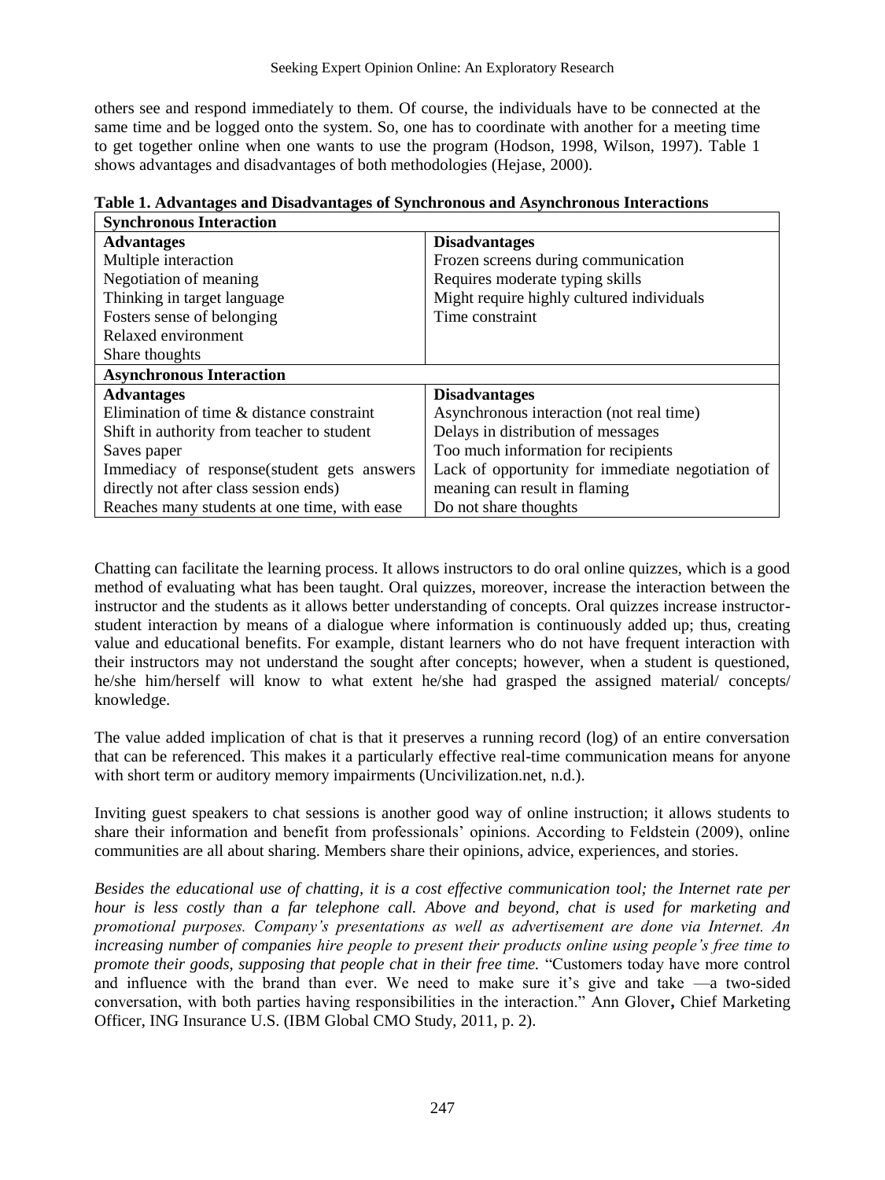others see and respond immediately to them. Of course, the individuals have to be connected at the same time and be logged onto the system. So, one has to coordinate with another for a meeting time to get together online when one wants to use the program (Hodson, 1998, Wilson, 1997). Table 1 shows advantages and disadvantages of both methodologies (Hejase, 2000).

**Table 1. Advantages and Disadvantages of Synchronous and Asynchronous Interactions**

| **Synchronous Interaction** | |
|---|---|
| **Advantages** | **Disadvantages** |
| Multiple interaction | Frozen screens during communication |
| Negotiation of meaning | Requires moderate typing skills |
| Thinking in target language | Might require highly cultured individuals |
| Fosters sense of belonging | Time constraint |
| Relaxed environment | |
| Share thoughts | |
| **Asynchronous Interaction** | |
| **Advantages** | **Disadvantages** |
| Elimination of time & distance constraint | Asynchronous interaction (not real time) |
| Shift in authority from teacher to student | Delays in distribution of messages |
| Saves paper | Too much information for recipients |
| Immediacy of response(student gets answers directly not after class session ends) | Lack of opportunity for immediate negotiation of meaning can result in flaming |
| Reaches many students at one time, with ease | Do not share thoughts |

Chatting can facilitate the learning process. It allows instructors to do oral online quizzes, which is a good method of evaluating what has been taught. Oral quizzes, moreover, increase the interaction between the instructor and the students as it allows better understanding of concepts. Oral quizzes increase instructor-student interaction by means of a dialogue where information is continuously added up; thus, creating value and educational benefits. For example, distant learners who do not have frequent interaction with their instructors may not understand the sought after concepts; however, when a student is questioned, he/she him/herself will know to what extent he/she had grasped the assigned material/ concepts/ knowledge.

The value added implication of chat is that it preserves a running record (log) of an entire conversation that can be referenced. This makes it a particularly effective real-time communication means for anyone with short term or auditory memory impairments (Uncivilization.net, n.d.).

Inviting guest speakers to chat sessions is another good way of online instruction; it allows students to share their information and benefit from professionals' opinions. According to Feldstein (2009), online communities are all about sharing. Members share their opinions, advice, experiences, and stories.

*Besides the educational use of chatting, it is a cost effective communication tool; the Internet rate per hour is less costly than a far telephone call. Above and beyond, chat is used for marketing and promotional purposes. Company's presentations as well as advertisement are done via Internet. An increasing number of companies hire people to present their products online using people's free time to promote their goods, supposing that people chat in their free time.* "Customers today have more control and influence with the brand than ever. We need to make sure it's give and take —a two-sided conversation, with both parties having responsibilities in the interaction." Ann Glover**,** Chief Marketing Officer, ING Insurance U.S. (IBM Global CMO Study, 2011, p. 2).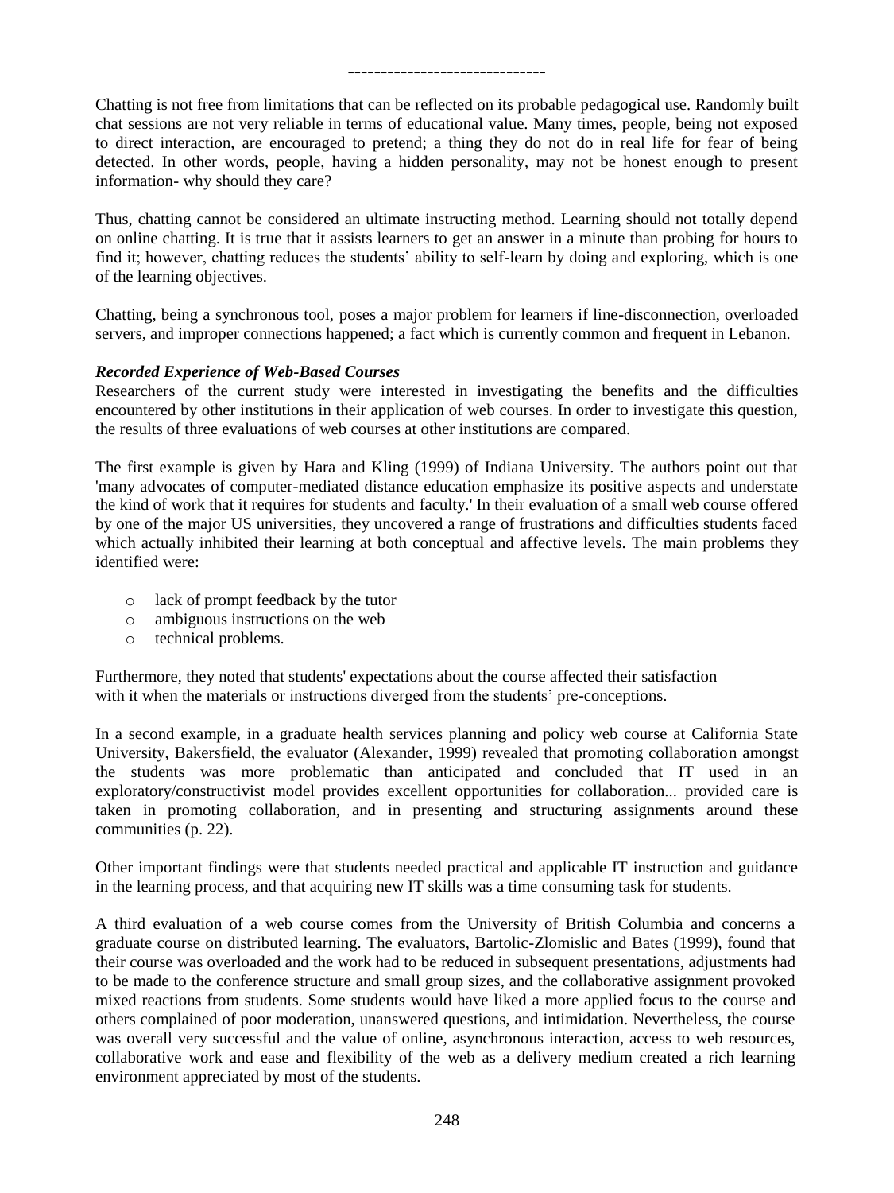------------------------------

Chatting is not free from limitations that can be reflected on its probable pedagogical use. Randomly built chat sessions are not very reliable in terms of educational value. Many times, people, being not exposed to direct interaction, are encouraged to pretend; a thing they do not do in real life for fear of being detected. In other words, people, having a hidden personality, may not be honest enough to present information- why should they care?

Thus, chatting cannot be considered an ultimate instructing method. Learning should not totally depend on online chatting. It is true that it assists learners to get an answer in a minute than probing for hours to find it; however, chatting reduces the students' ability to self-learn by doing and exploring, which is one of the learning objectives.

Chatting, being a synchronous tool, poses a major problem for learners if line-disconnection, overloaded servers, and improper connections happened; a fact which is currently common and frequent in Lebanon.

***Recorded Experience of Web-Based Courses***

Researchers of the current study were interested in investigating the benefits and the difficulties encountered by other institutions in their application of web courses. In order to investigate this question, the results of three evaluations of web courses at other institutions are compared.

The first example is given by Hara and Kling (1999) of Indiana University. The authors point out that 'many advocates of computer-mediated distance education emphasize its positive aspects and understate the kind of work that it requires for students and faculty.' In their evaluation of a small web course offered by one of the major US universities, they uncovered a range of frustrations and difficulties students faced which actually inhibited their learning at both conceptual and affective levels. The main problems they identified were:

- lack of prompt feedback by the tutor
- ambiguous instructions on the web
- technical problems.

Furthermore, they noted that students' expectations about the course affected their satisfaction with it when the materials or instructions diverged from the students' pre-conceptions.

In a second example, in a graduate health services planning and policy web course at California State University, Bakersfield, the evaluator (Alexander, 1999) revealed that promoting collaboration amongst the students was more problematic than anticipated and concluded that IT used in an exploratory/constructivist model provides excellent opportunities for collaboration... provided care is taken in promoting collaboration, and in presenting and structuring assignments around these communities (p. 22).

Other important findings were that students needed practical and applicable IT instruction and guidance in the learning process, and that acquiring new IT skills was a time consuming task for students.

A third evaluation of a web course comes from the University of British Columbia and concerns a graduate course on distributed learning. The evaluators, Bartolic-Zlomislic and Bates (1999), found that their course was overloaded and the work had to be reduced in subsequent presentations, adjustments had to be made to the conference structure and small group sizes, and the collaborative assignment provoked mixed reactions from students. Some students would have liked a more applied focus to the course and others complained of poor moderation, unanswered questions, and intimidation. Nevertheless, the course was overall very successful and the value of online, asynchronous interaction, access to web resources, collaborative work and ease and flexibility of the web as a delivery medium created a rich learning environment appreciated by most of the students.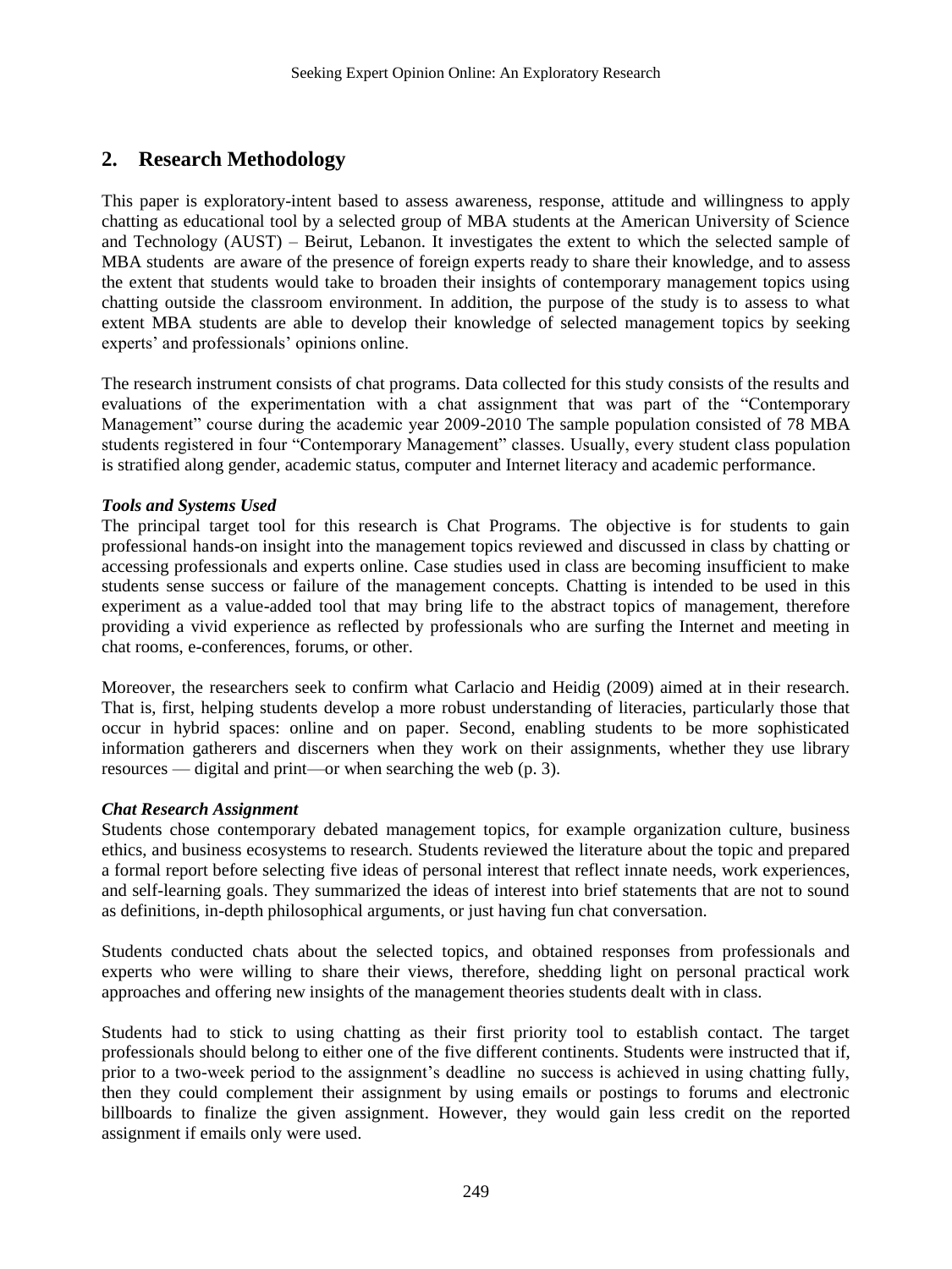## 2. Research Methodology

This paper is exploratory-intent based to assess awareness, response, attitude and willingness to apply chatting as educational tool by a selected group of MBA students at the American University of Science and Technology (AUST) – Beirut, Lebanon. It investigates the extent to which the selected sample of MBA students are aware of the presence of foreign experts ready to share their knowledge, and to assess the extent that students would take to broaden their insights of contemporary management topics using chatting outside the classroom environment. In addition, the purpose of the study is to assess to what extent MBA students are able to develop their knowledge of selected management topics by seeking experts' and professionals' opinions online.

The research instrument consists of chat programs. Data collected for this study consists of the results and evaluations of the experimentation with a chat assignment that was part of the "Contemporary Management" course during the academic year 2009-2010 The sample population consisted of 78 MBA students registered in four "Contemporary Management" classes. Usually, every student class population is stratified along gender, academic status, computer and Internet literacy and academic performance.

***Tools and Systems Used***

The principal target tool for this research is Chat Programs. The objective is for students to gain professional hands-on insight into the management topics reviewed and discussed in class by chatting or accessing professionals and experts online. Case studies used in class are becoming insufficient to make students sense success or failure of the management concepts. Chatting is intended to be used in this experiment as a value-added tool that may bring life to the abstract topics of management, therefore providing a vivid experience as reflected by professionals who are surfing the Internet and meeting in chat rooms, e-conferences, forums, or other.

Moreover, the researchers seek to confirm what Carlacio and Heidig (2009) aimed at in their research. That is, first, helping students develop a more robust understanding of literacies, particularly those that occur in hybrid spaces: online and on paper. Second, enabling students to be more sophisticated information gatherers and discerners when they work on their assignments, whether they use library resources — digital and print—or when searching the web (p. 3).

***Chat Research Assignment***

Students chose contemporary debated management topics, for example organization culture, business ethics, and business ecosystems to research. Students reviewed the literature about the topic and prepared a formal report before selecting five ideas of personal interest that reflect innate needs, work experiences, and self-learning goals. They summarized the ideas of interest into brief statements that are not to sound as definitions, in-depth philosophical arguments, or just having fun chat conversation.

Students conducted chats about the selected topics, and obtained responses from professionals and experts who were willing to share their views, therefore, shedding light on personal practical work approaches and offering new insights of the management theories students dealt with in class.

Students had to stick to using chatting as their first priority tool to establish contact. The target professionals should belong to either one of the five different continents. Students were instructed that if, prior to a two-week period to the assignment's deadline no success is achieved in using chatting fully, then they could complement their assignment by using emails or postings to forums and electronic billboards to finalize the given assignment. However, they would gain less credit on the reported assignment if emails only were used.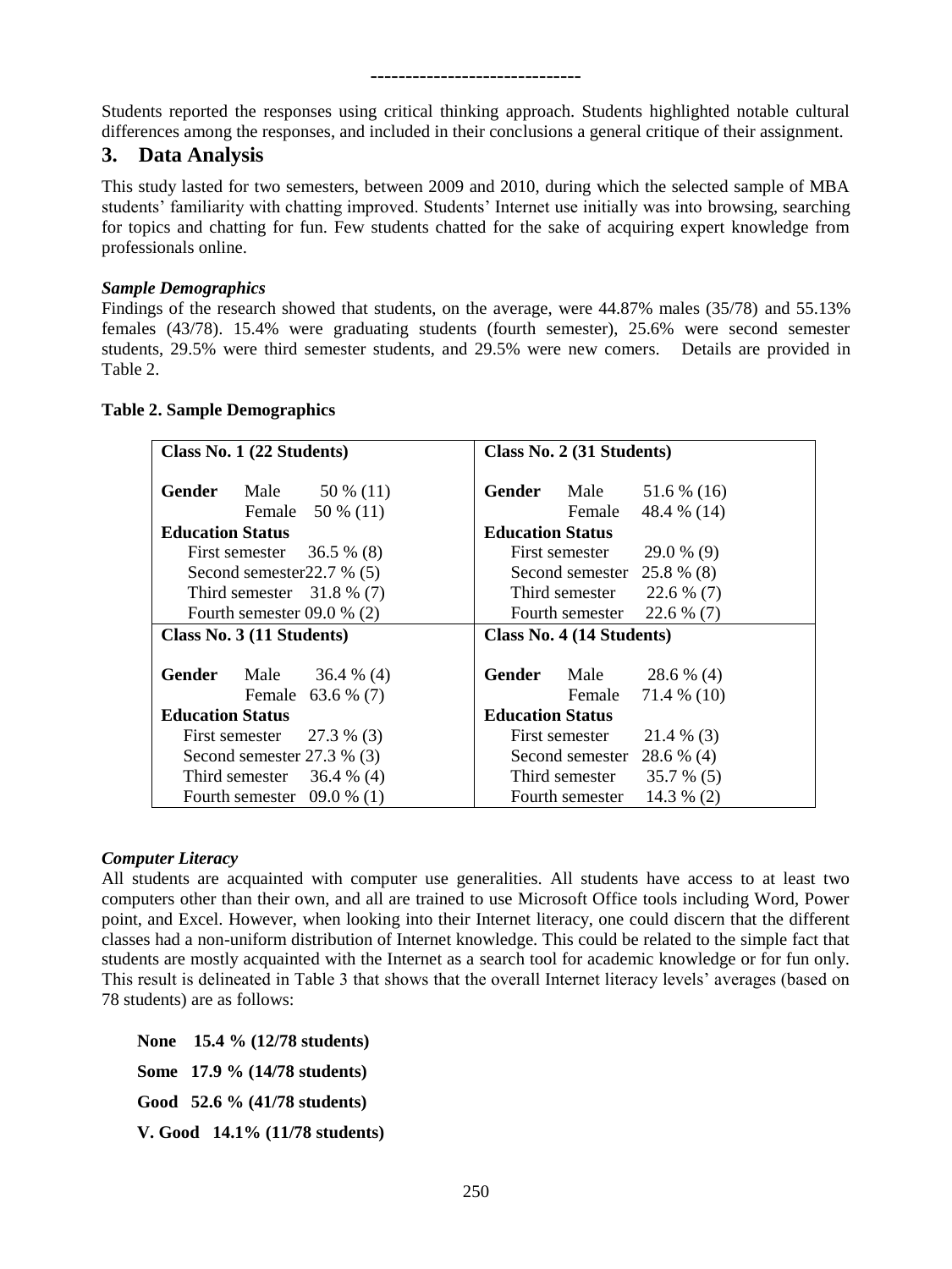------------------------------

Students reported the responses using critical thinking approach. Students highlighted notable cultural differences among the responses, and included in their conclusions a general critique of their assignment.

## 3. Data Analysis

This study lasted for two semesters, between 2009 and 2010, during which the selected sample of MBA students' familiarity with chatting improved. Students' Internet use initially was into browsing, searching for topics and chatting for fun. Few students chatted for the sake of acquiring expert knowledge from professionals online.

***Sample Demographics***

Findings of the research showed that students, on the average, were 44.87% males (35/78) and 55.13% females (43/78). 15.4% were graduating students (fourth semester), 25.6% were second semester students, 29.5% were third semester students, and 29.5% were new comers. Details are provided in Table 2.

**Table 2. Sample Demographics**

| Class No. 1 (22 Students) | | | Class No. 2 (31 Students) | | |
|---|---|---|---|---|---|
| **Gender** | Male | 50 % (11) | **Gender** | Male | 51.6 % (16) |
| | Female | 50 % (11) | | Female | 48.4 % (14) |
| **Education Status** | | | **Education Status** | | |
| | First semester | 36.5 % (8) | | First semester | 29.0 % (9) |
| | Second semester | 22.7 % (5) | | Second semester | 25.8 % (8) |
| | Third semester | 31.8 % (7) | | Third semester | 22.6 % (7) |
| | Fourth semester | 09.0 % (2) | | Fourth semester | 22.6 % (7) |
| **Class No. 3 (11 Students)** | | | **Class No. 4 (14 Students)** | | |
| **Gender** | Male | 36.4 % (4) | **Gender** | Male | 28.6 % (4) |
| | Female | 63.6 % (7) | | Female | 71.4 % (10) |
| **Education Status** | | | **Education Status** | | |
| | First semester | 27.3 % (3) | | First semester | 21.4 % (3) |
| | Second semester | 27.3 % (3) | | Second semester | 28.6 % (4) |
| | Third semester | 36.4 % (4) | | Third semester | 35.7 % (5) |
| | Fourth semester | 09.0 % (1) | | Fourth semester | 14.3 % (2) |

***Computer Literacy***

All students are acquainted with computer use generalities. All students have access to at least two computers other than their own, and all are trained to use Microsoft Office tools including Word, Power point, and Excel. However, when looking into their Internet literacy, one could discern that the different classes had a non-uniform distribution of Internet knowledge. This could be related to the simple fact that students are mostly acquainted with the Internet as a search tool for academic knowledge or for fun only. This result is delineated in Table 3 that shows that the overall Internet literacy levels' averages (based on 78 students) are as follows:

**None 15.4 % (12/78 students)**

**Some 17.9 % (14/78 students)**

**Good 52.6 % (41/78 students)**

**V. Good 14.1% (11/78 students)**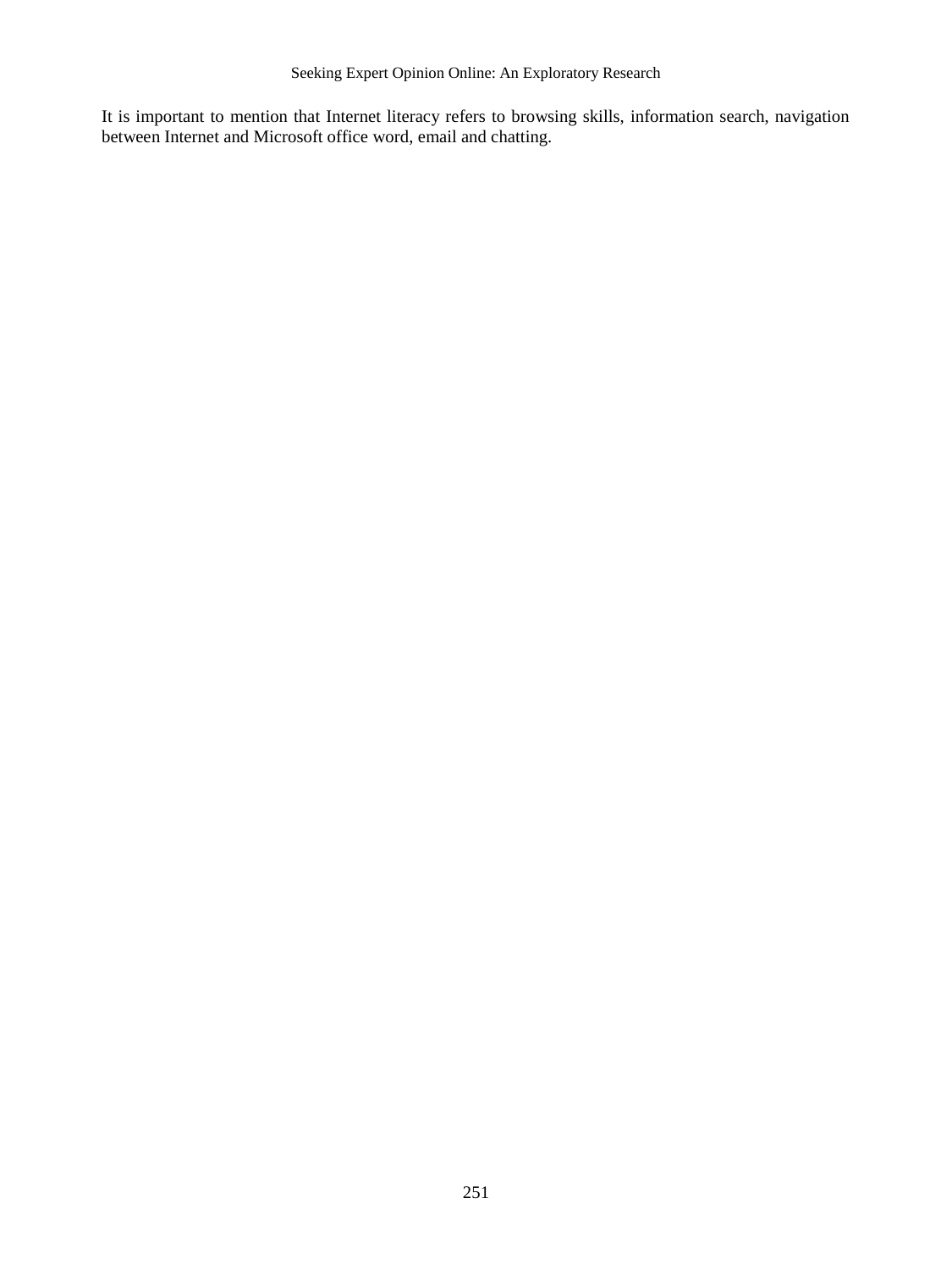It is important to mention that Internet literacy refers to browsing skills, information search, navigation between Internet and Microsoft office word, email and chatting.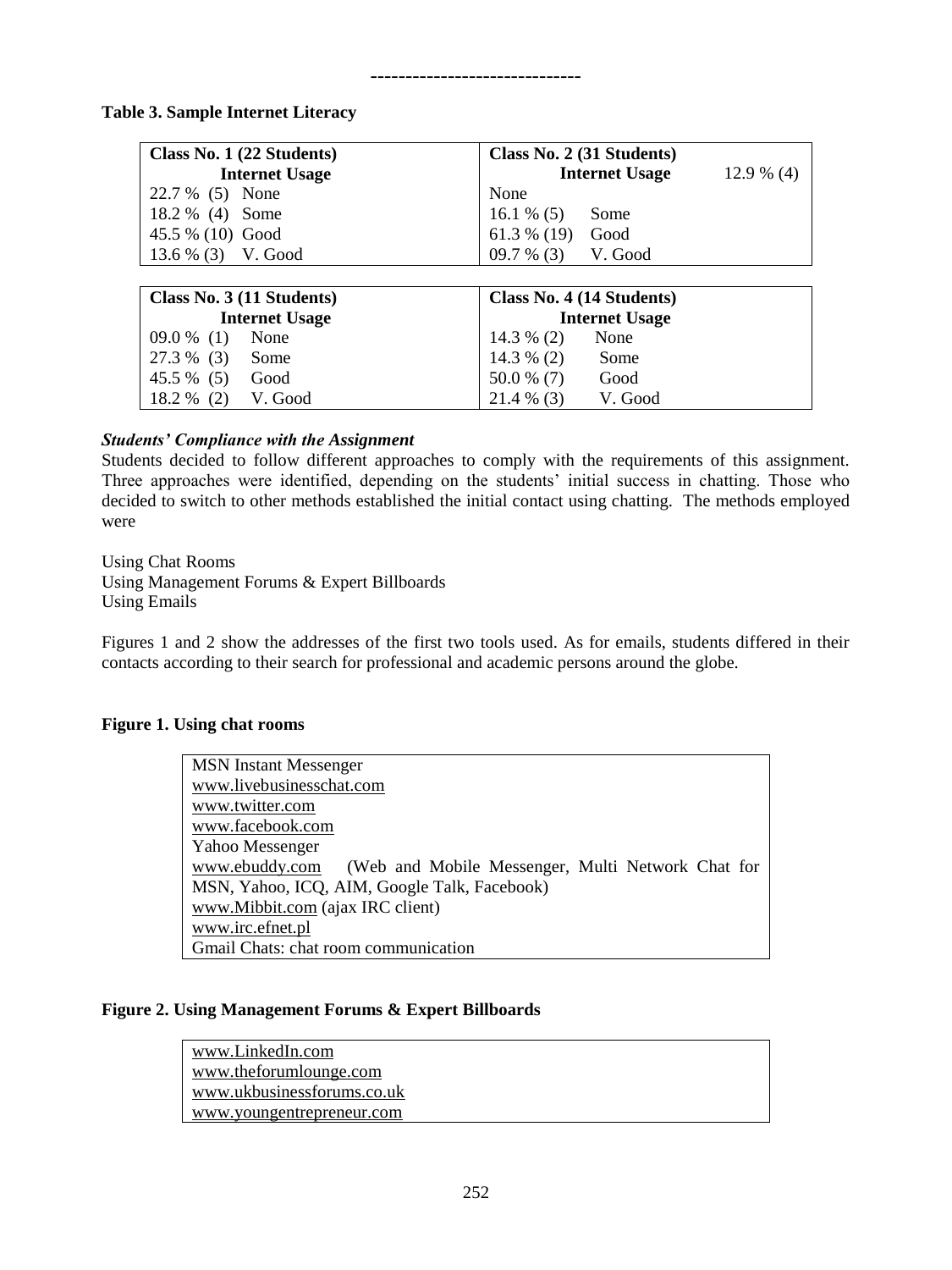------------------------------

**Table 3. Sample Internet Literacy**

| Class No. 1 (22 Students) Internet Usage | Class No. 2 (31 Students) Internet Usage |
|---|---|
| 22.7 % (5) None | 12.9 % (4) None |
| 18.2 % (4) Some | 16.1 % (5) Some |
| 45.5 % (10) Good | 61.3 % (19) Good |
| 13.6 % (3) V. Good | 09.7 % (3) V. Good |

| Class No. 3 (11 Students) Internet Usage | Class No. 4 (14 Students) Internet Usage |
|---|---|
| 09.0 % (1) None | 14.3 % (2) None |
| 27.3 % (3) Some | 14.3 % (2) Some |
| 45.5 % (5) Good | 50.0 % (7) Good |
| 18.2 % (2) V. Good | 21.4 % (3) V. Good |

***Students' Compliance with the Assignment***

Students decided to follow different approaches to comply with the requirements of this assignment. Three approaches were identified, depending on the students' initial success in chatting. Those who decided to switch to other methods established the initial contact using chatting. The methods employed were

Using Chat Rooms
Using Management Forums & Expert Billboards
Using Emails

Figures 1 and 2 show the addresses of the first two tools used. As for emails, students differed in their contacts according to their search for professional and academic persons around the globe.

**Figure 1. Using chat rooms**

MSN Instant Messenger
www.livebusinesschat.com
www.twitter.com
www.facebook.com
Yahoo Messenger
www.ebuddy.com (Web and Mobile Messenger, Multi Network Chat for MSN, Yahoo, ICQ, AIM, Google Talk, Facebook)
www.Mibbit.com (ajax IRC client)
www.irc.efnet.pl
Gmail Chats: chat room communication

**Figure 2. Using Management Forums & Expert Billboards**

www.LinkedIn.com
www.theforumlounge.com
www.ukbusinessforums.co.uk
www.youngentrepreneur.com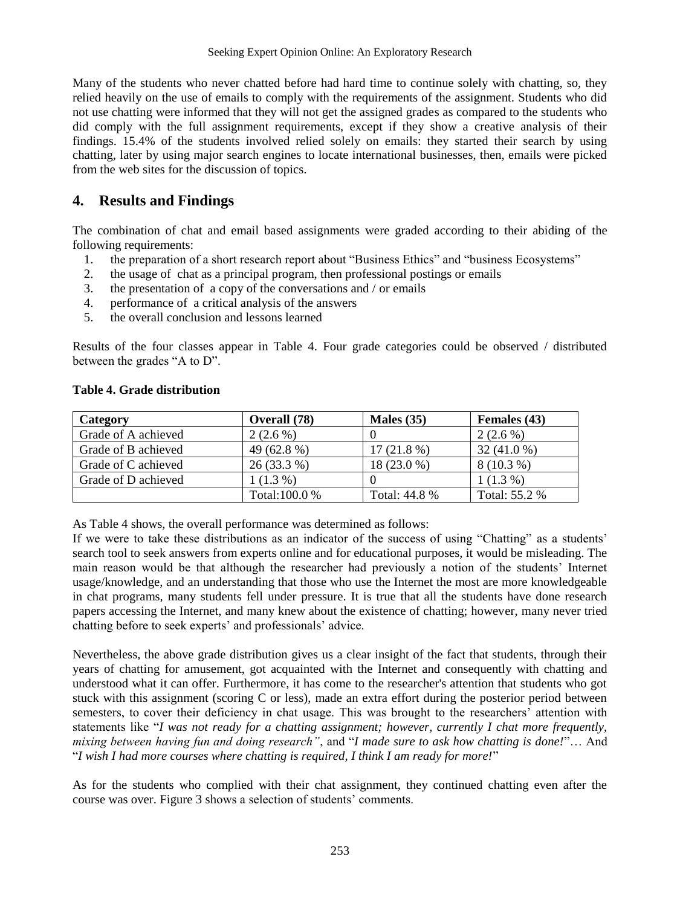Many of the students who never chatted before had hard time to continue solely with chatting, so, they relied heavily on the use of emails to comply with the requirements of the assignment. Students who did not use chatting were informed that they will not get the assigned grades as compared to the students who did comply with the full assignment requirements, except if they show a creative analysis of their findings. 15.4% of the students involved relied solely on emails: they started their search by using chatting, later by using major search engines to locate international businesses, then, emails were picked from the web sites for the discussion of topics.

## 4. Results and Findings

The combination of chat and email based assignments were graded according to their abiding of the following requirements:

1. the preparation of a short research report about "Business Ethics" and "business Ecosystems"
2. the usage of chat as a principal program, then professional postings or emails
3. the presentation of a copy of the conversations and / or emails
4. performance of a critical analysis of the answers
5. the overall conclusion and lessons learned

Results of the four classes appear in Table 4. Four grade categories could be observed / distributed between the grades "A to D".

**Table 4. Grade distribution**

| Category | Overall (78) | Males (35) | Females (43) |
|---|---|---|---|
| Grade of A achieved | 2 (2.6 %) | 0 | 2 (2.6 %) |
| Grade of B achieved | 49 (62.8 %) | 17 (21.8 %) | 32 (41.0 %) |
| Grade of C achieved | 26 (33.3 %) | 18 (23.0 %) | 8 (10.3 %) |
| Grade of D achieved | 1 (1.3 %) | 0 | 1 (1.3 %) |
| | Total:100.0 % | Total: 44.8 % | Total: 55.2 % |

As Table 4 shows, the overall performance was determined as follows:

If we were to take these distributions as an indicator of the success of using "Chatting" as a students' search tool to seek answers from experts online and for educational purposes, it would be misleading. The main reason would be that although the researcher had previously a notion of the students' Internet usage/knowledge, and an understanding that those who use the Internet the most are more knowledgeable in chat programs, many students fell under pressure. It is true that all the students have done research papers accessing the Internet, and many knew about the existence of chatting; however, many never tried chatting before to seek experts' and professionals' advice.

Nevertheless, the above grade distribution gives us a clear insight of the fact that students, through their years of chatting for amusement, got acquainted with the Internet and consequently with chatting and understood what it can offer. Furthermore, it has come to the researcher's attention that students who got stuck with this assignment (scoring C or less), made an extra effort during the posterior period between semesters, to cover their deficiency in chat usage. This was brought to the researchers' attention with statements like "*I was not ready for a chatting assignment; however, currently I chat more frequently, mixing between having fun and doing research"*, and "*I made sure to ask how chatting is done!*"… And "*I wish I had more courses where chatting is required, I think I am ready for more!*"

As for the students who complied with their chat assignment, they continued chatting even after the course was over. Figure 3 shows a selection of students' comments.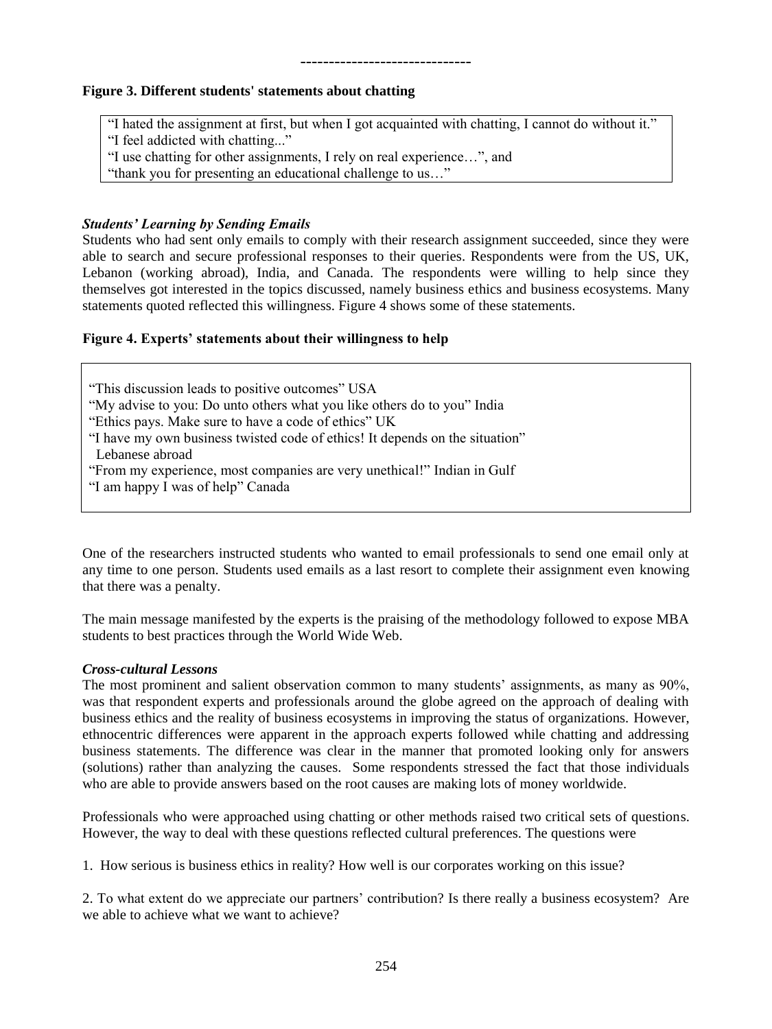------------------------------

**Figure 3. Different students' statements about chatting**

> "I hated the assignment at first, but when I got acquainted with chatting, I cannot do without it."
> "I feel addicted with chatting..."
> "I use chatting for other assignments, I rely on real experience…", and
> "thank you for presenting an educational challenge to us…"

***Students' Learning by Sending Emails***

Students who had sent only emails to comply with their research assignment succeeded, since they were able to search and secure professional responses to their queries. Respondents were from the US, UK, Lebanon (working abroad), India, and Canada. The respondents were willing to help since they themselves got interested in the topics discussed, namely business ethics and business ecosystems. Many statements quoted reflected this willingness. Figure 4 shows some of these statements.

**Figure 4. Experts' statements about their willingness to help**

> "This discussion leads to positive outcomes" USA
> "My advise to you: Do unto others what you like others do to you" India
> "Ethics pays. Make sure to have a code of ethics" UK
> "I have my own business twisted code of ethics! It depends on the situation" Lebanese abroad
> "From my experience, most companies are very unethical!" Indian in Gulf
> "I am happy I was of help" Canada

One of the researchers instructed students who wanted to email professionals to send one email only at any time to one person. Students used emails as a last resort to complete their assignment even knowing that there was a penalty.

The main message manifested by the experts is the praising of the methodology followed to expose MBA students to best practices through the World Wide Web.

***Cross-cultural Lessons***

The most prominent and salient observation common to many students' assignments, as many as 90%, was that respondent experts and professionals around the globe agreed on the approach of dealing with business ethics and the reality of business ecosystems in improving the status of organizations. However, ethnocentric differences were apparent in the approach experts followed while chatting and addressing business statements. The difference was clear in the manner that promoted looking only for answers (solutions) rather than analyzing the causes. Some respondents stressed the fact that those individuals who are able to provide answers based on the root causes are making lots of money worldwide.

Professionals who were approached using chatting or other methods raised two critical sets of questions. However, the way to deal with these questions reflected cultural preferences. The questions were

1. How serious is business ethics in reality? How well is our corporates working on this issue?

2. To what extent do we appreciate our partners' contribution? Is there really a business ecosystem? Are we able to achieve what we want to achieve?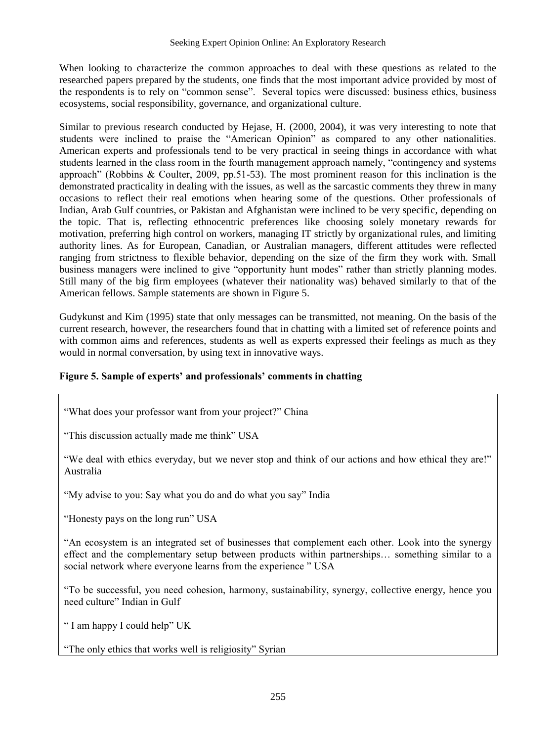When looking to characterize the common approaches to deal with these questions as related to the researched papers prepared by the students, one finds that the most important advice provided by most of the respondents is to rely on "common sense". Several topics were discussed: business ethics, business ecosystems, social responsibility, governance, and organizational culture.

Similar to previous research conducted by Hejase, H. (2000, 2004), it was very interesting to note that students were inclined to praise the "American Opinion" as compared to any other nationalities. American experts and professionals tend to be very practical in seeing things in accordance with what students learned in the class room in the fourth management approach namely, "contingency and systems approach" (Robbins & Coulter, 2009, pp.51-53). The most prominent reason for this inclination is the demonstrated practicality in dealing with the issues, as well as the sarcastic comments they threw in many occasions to reflect their real emotions when hearing some of the questions. Other professionals of Indian, Arab Gulf countries, or Pakistan and Afghanistan were inclined to be very specific, depending on the topic. That is, reflecting ethnocentric preferences like choosing solely monetary rewards for motivation, preferring high control on workers, managing IT strictly by organizational rules, and limiting authority lines. As for European, Canadian, or Australian managers, different attitudes were reflected ranging from strictness to flexible behavior, depending on the size of the firm they work with. Small business managers were inclined to give "opportunity hunt modes" rather than strictly planning modes. Still many of the big firm employees (whatever their nationality was) behaved similarly to that of the American fellows. Sample statements are shown in Figure 5.

Gudykunst and Kim (1995) state that only messages can be transmitted, not meaning. On the basis of the current research, however, the researchers found that in chatting with a limited set of reference points and with common aims and references, students as well as experts expressed their feelings as much as they would in normal conversation, by using text in innovative ways.

**Figure 5. Sample of experts' and professionals' comments in chatting**

"What does your professor want from your project?" China

"This discussion actually made me think" USA

"We deal with ethics everyday, but we never stop and think of our actions and how ethical they are!" Australia

"My advise to you: Say what you do and do what you say" India

"Honesty pays on the long run" USA

"An ecosystem is an integrated set of businesses that complement each other. Look into the synergy effect and the complementary setup between products within partnerships… something similar to a social network where everyone learns from the experience " USA

"To be successful, you need cohesion, harmony, sustainability, synergy, collective energy, hence you need culture" Indian in Gulf

" I am happy I could help" UK

"The only ethics that works well is religiosity" Syrian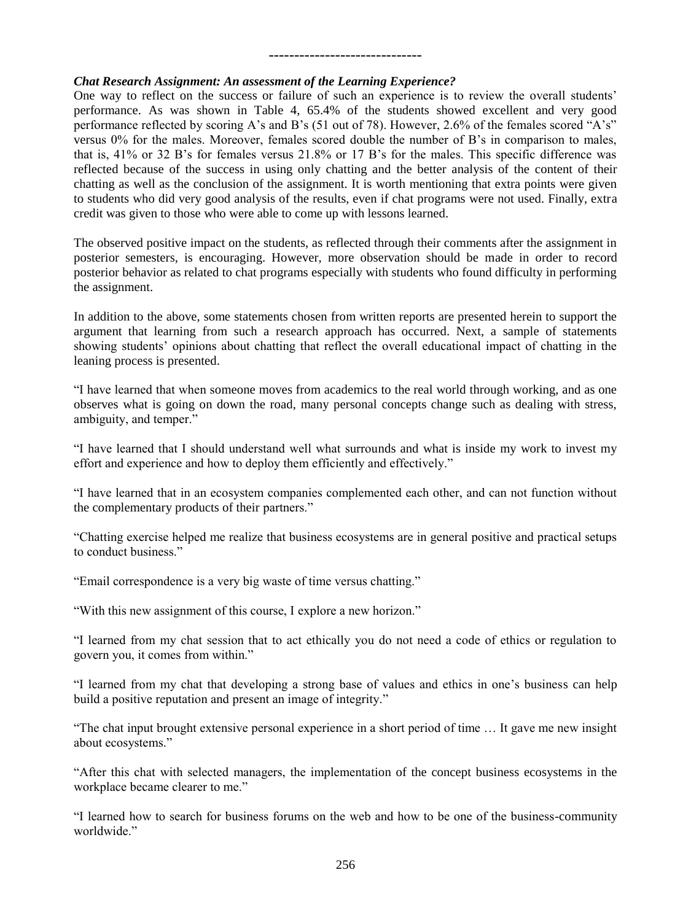-----------------------------

***Chat Research Assignment: An assessment of the Learning Experience?***

One way to reflect on the success or failure of such an experience is to review the overall students' performance. As was shown in Table 4, 65.4% of the students showed excellent and very good performance reflected by scoring A's and B's (51 out of 78). However, 2.6% of the females scored "A's" versus 0% for the males. Moreover, females scored double the number of B's in comparison to males, that is, 41% or 32 B's for females versus 21.8% or 17 B's for the males. This specific difference was reflected because of the success in using only chatting and the better analysis of the content of their chatting as well as the conclusion of the assignment. It is worth mentioning that extra points were given to students who did very good analysis of the results, even if chat programs were not used. Finally, extra credit was given to those who were able to come up with lessons learned.

The observed positive impact on the students, as reflected through their comments after the assignment in posterior semesters, is encouraging. However, more observation should be made in order to record posterior behavior as related to chat programs especially with students who found difficulty in performing the assignment.

In addition to the above, some statements chosen from written reports are presented herein to support the argument that learning from such a research approach has occurred. Next, a sample of statements showing students' opinions about chatting that reflect the overall educational impact of chatting in the leaning process is presented.

"I have learned that when someone moves from academics to the real world through working, and as one observes what is going on down the road, many personal concepts change such as dealing with stress, ambiguity, and temper."

"I have learned that I should understand well what surrounds and what is inside my work to invest my effort and experience and how to deploy them efficiently and effectively."

"I have learned that in an ecosystem companies complemented each other, and can not function without the complementary products of their partners."

"Chatting exercise helped me realize that business ecosystems are in general positive and practical setups to conduct business."

"Email correspondence is a very big waste of time versus chatting."

"With this new assignment of this course, I explore a new horizon."

"I learned from my chat session that to act ethically you do not need a code of ethics or regulation to govern you, it comes from within."

"I learned from my chat that developing a strong base of values and ethics in one's business can help build a positive reputation and present an image of integrity."

"The chat input brought extensive personal experience in a short period of time … It gave me new insight about ecosystems."

"After this chat with selected managers, the implementation of the concept business ecosystems in the workplace became clearer to me."

"I learned how to search for business forums on the web and how to be one of the business-community worldwide."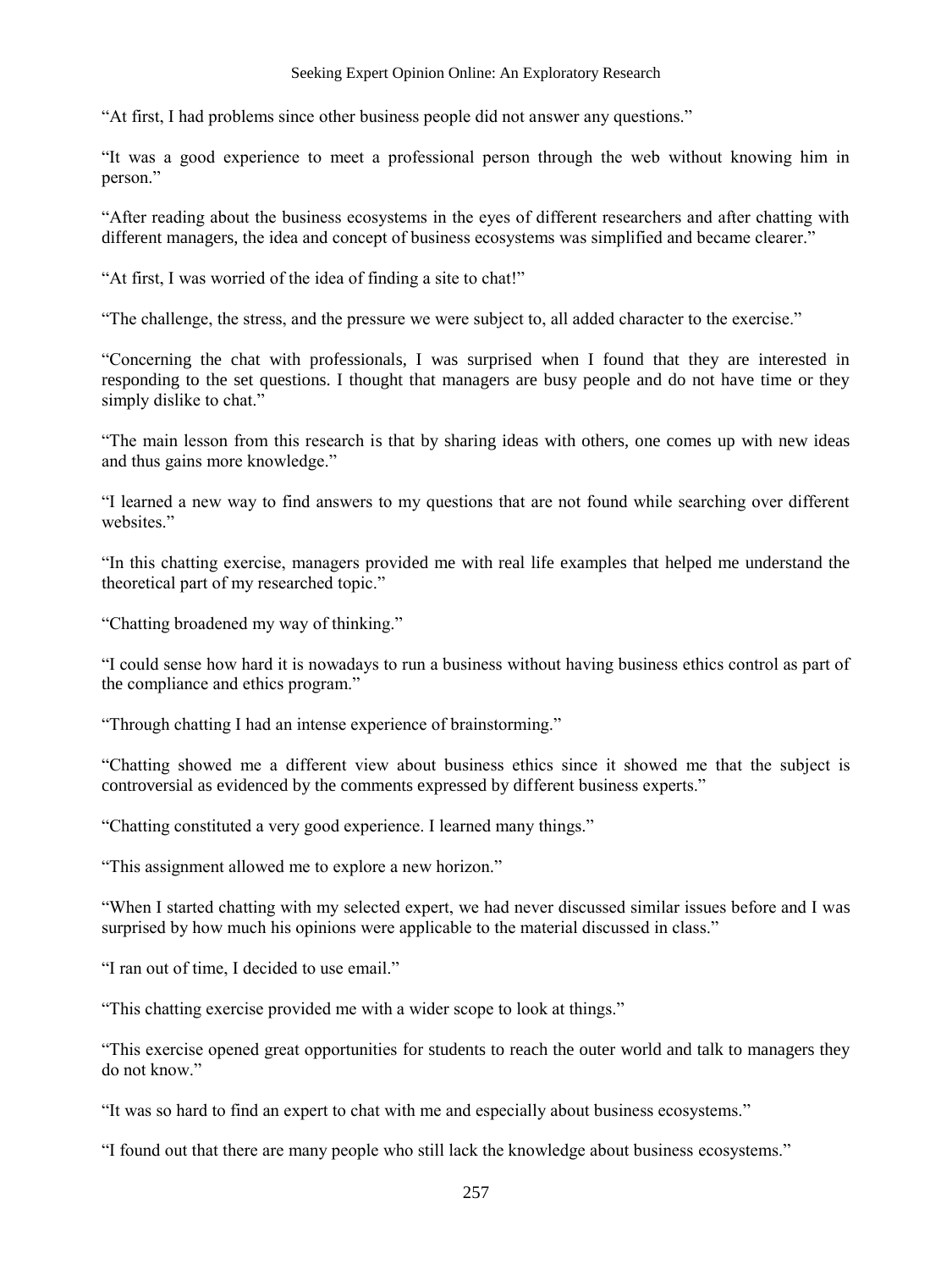"At first, I had problems since other business people did not answer any questions."

"It was a good experience to meet a professional person through the web without knowing him in person."

"After reading about the business ecosystems in the eyes of different researchers and after chatting with different managers, the idea and concept of business ecosystems was simplified and became clearer."

"At first, I was worried of the idea of finding a site to chat!"

"The challenge, the stress, and the pressure we were subject to, all added character to the exercise."

"Concerning the chat with professionals, I was surprised when I found that they are interested in responding to the set questions. I thought that managers are busy people and do not have time or they simply dislike to chat."

"The main lesson from this research is that by sharing ideas with others, one comes up with new ideas and thus gains more knowledge."

"I learned a new way to find answers to my questions that are not found while searching over different websites."

"In this chatting exercise, managers provided me with real life examples that helped me understand the theoretical part of my researched topic."

"Chatting broadened my way of thinking."

"I could sense how hard it is nowadays to run a business without having business ethics control as part of the compliance and ethics program."

"Through chatting I had an intense experience of brainstorming."

"Chatting showed me a different view about business ethics since it showed me that the subject is controversial as evidenced by the comments expressed by different business experts."

"Chatting constituted a very good experience. I learned many things."

"This assignment allowed me to explore a new horizon."

"When I started chatting with my selected expert, we had never discussed similar issues before and I was surprised by how much his opinions were applicable to the material discussed in class."

"I ran out of time, I decided to use email."

"This chatting exercise provided me with a wider scope to look at things."

"This exercise opened great opportunities for students to reach the outer world and talk to managers they do not know."

"It was so hard to find an expert to chat with me and especially about business ecosystems."

"I found out that there are many people who still lack the knowledge about business ecosystems."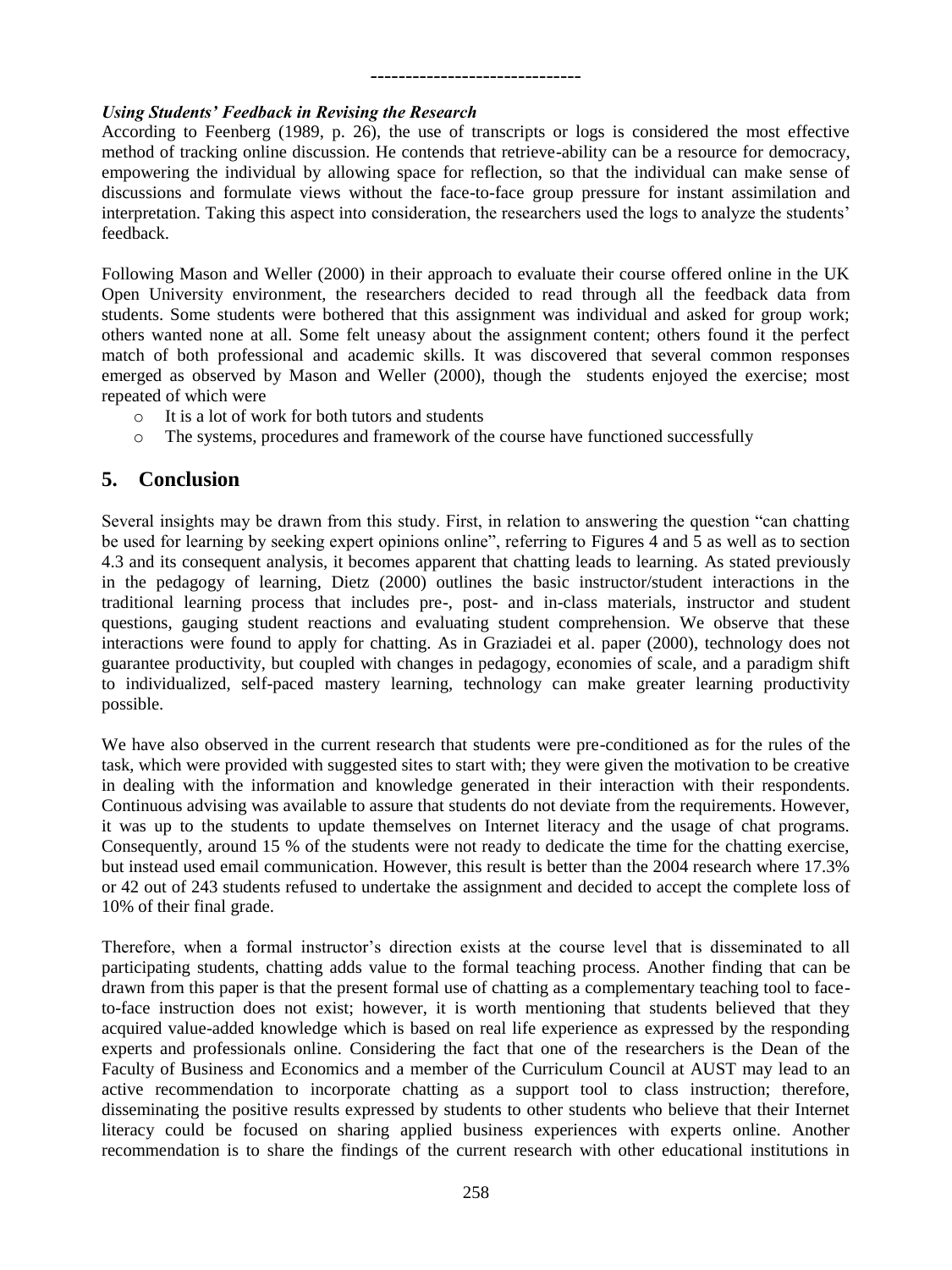------------------------------

***Using Students' Feedback in Revising the Research***

According to Feenberg (1989, p. 26), the use of transcripts or logs is considered the most effective method of tracking online discussion. He contends that retrieve-ability can be a resource for democracy, empowering the individual by allowing space for reflection, so that the individual can make sense of discussions and formulate views without the face-to-face group pressure for instant assimilation and interpretation. Taking this aspect into consideration, the researchers used the logs to analyze the students' feedback.

Following Mason and Weller (2000) in their approach to evaluate their course offered online in the UK Open University environment, the researchers decided to read through all the feedback data from students. Some students were bothered that this assignment was individual and asked for group work; others wanted none at all. Some felt uneasy about the assignment content; others found it the perfect match of both professional and academic skills. It was discovered that several common responses emerged as observed by Mason and Weller (2000), though the students enjoyed the exercise; most repeated of which were

- It is a lot of work for both tutors and students
- The systems, procedures and framework of the course have functioned successfully

## 5. Conclusion

Several insights may be drawn from this study. First, in relation to answering the question "can chatting be used for learning by seeking expert opinions online", referring to Figures 4 and 5 as well as to section 4.3 and its consequent analysis, it becomes apparent that chatting leads to learning. As stated previously in the pedagogy of learning, Dietz (2000) outlines the basic instructor/student interactions in the traditional learning process that includes pre-, post- and in-class materials, instructor and student questions, gauging student reactions and evaluating student comprehension. We observe that these interactions were found to apply for chatting. As in Graziadei et al. paper (2000), technology does not guarantee productivity, but coupled with changes in pedagogy, economies of scale, and a paradigm shift to individualized, self-paced mastery learning, technology can make greater learning productivity possible.

We have also observed in the current research that students were pre-conditioned as for the rules of the task, which were provided with suggested sites to start with; they were given the motivation to be creative in dealing with the information and knowledge generated in their interaction with their respondents. Continuous advising was available to assure that students do not deviate from the requirements. However, it was up to the students to update themselves on Internet literacy and the usage of chat programs. Consequently, around 15 % of the students were not ready to dedicate the time for the chatting exercise, but instead used email communication. However, this result is better than the 2004 research where 17.3% or 42 out of 243 students refused to undertake the assignment and decided to accept the complete loss of 10% of their final grade.

Therefore, when a formal instructor's direction exists at the course level that is disseminated to all participating students, chatting adds value to the formal teaching process. Another finding that can be drawn from this paper is that the present formal use of chatting as a complementary teaching tool to face-to-face instruction does not exist; however, it is worth mentioning that students believed that they acquired value-added knowledge which is based on real life experience as expressed by the responding experts and professionals online. Considering the fact that one of the researchers is the Dean of the Faculty of Business and Economics and a member of the Curriculum Council at AUST may lead to an active recommendation to incorporate chatting as a support tool to class instruction; therefore, disseminating the positive results expressed by students to other students who believe that their Internet literacy could be focused on sharing applied business experiences with experts online. Another recommendation is to share the findings of the current research with other educational institutions in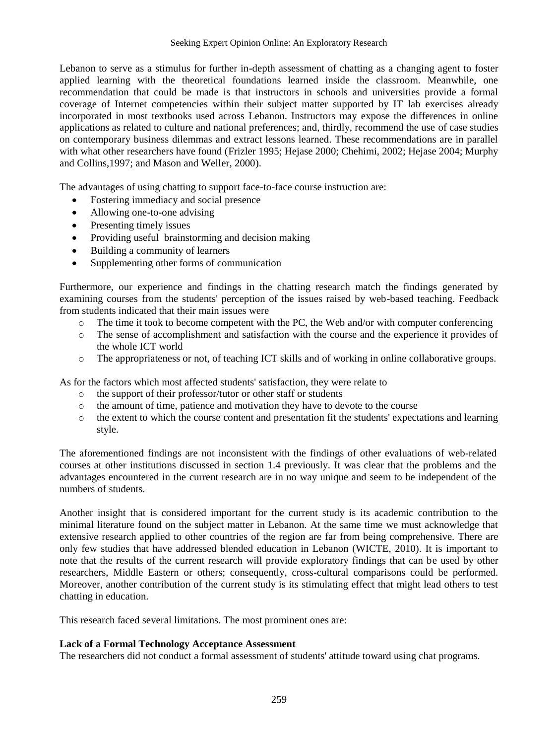Lebanon to serve as a stimulus for further in-depth assessment of chatting as a changing agent to foster applied learning with the theoretical foundations learned inside the classroom. Meanwhile, one recommendation that could be made is that instructors in schools and universities provide a formal coverage of Internet competencies within their subject matter supported by IT lab exercises already incorporated in most textbooks used across Lebanon. Instructors may expose the differences in online applications as related to culture and national preferences; and, thirdly, recommend the use of case studies on contemporary business dilemmas and extract lessons learned. These recommendations are in parallel with what other researchers have found (Frizler 1995; Hejase 2000; Chehimi, 2002; Hejase 2004; Murphy and Collins,1997; and Mason and Weller, 2000).

The advantages of using chatting to support face-to-face course instruction are:

- Fostering immediacy and social presence
- Allowing one-to-one advising
- Presenting timely issues
- Providing useful brainstorming and decision making
- Building a community of learners
- Supplementing other forms of communication

Furthermore, our experience and findings in the chatting research match the findings generated by examining courses from the students' perception of the issues raised by web-based teaching. Feedback from students indicated that their main issues were

- The time it took to become competent with the PC, the Web and/or with computer conferencing
- The sense of accomplishment and satisfaction with the course and the experience it provides of the whole ICT world
- The appropriateness or not, of teaching ICT skills and of working in online collaborative groups.

As for the factors which most affected students' satisfaction, they were relate to

- the support of their professor/tutor or other staff or students
- the amount of time, patience and motivation they have to devote to the course
- the extent to which the course content and presentation fit the students' expectations and learning style.

The aforementioned findings are not inconsistent with the findings of other evaluations of web-related courses at other institutions discussed in section 1.4 previously. It was clear that the problems and the advantages encountered in the current research are in no way unique and seem to be independent of the numbers of students.

Another insight that is considered important for the current study is its academic contribution to the minimal literature found on the subject matter in Lebanon. At the same time we must acknowledge that extensive research applied to other countries of the region are far from being comprehensive. There are only few studies that have addressed blended education in Lebanon (WICTE, 2010). It is important to note that the results of the current research will provide exploratory findings that can be used by other researchers, Middle Eastern or others; consequently, cross-cultural comparisons could be performed. Moreover, another contribution of the current study is its stimulating effect that might lead others to test chatting in education.

This research faced several limitations. The most prominent ones are:

**Lack of a Formal Technology Acceptance Assessment**

The researchers did not conduct a formal assessment of students' attitude toward using chat programs.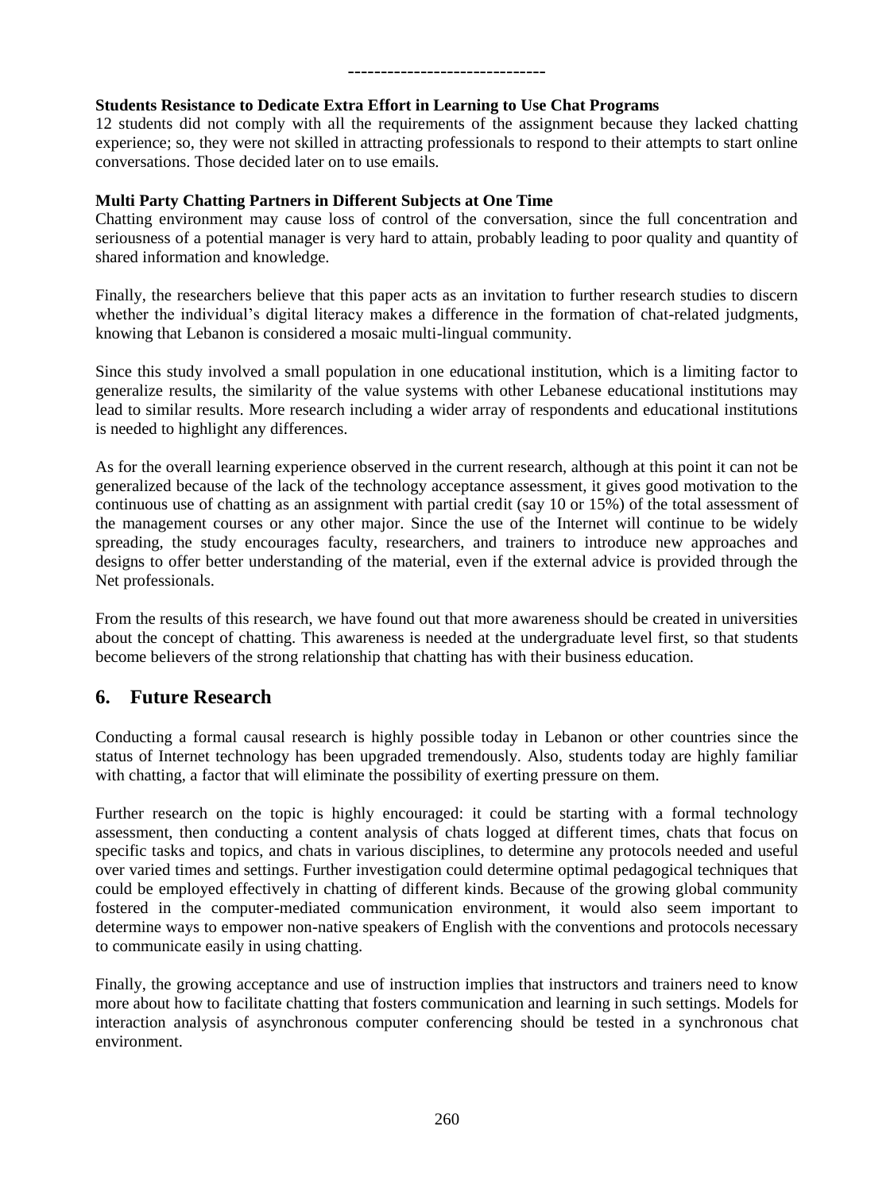------------------------------

**Students Resistance to Dedicate Extra Effort in Learning to Use Chat Programs**

12 students did not comply with all the requirements of the assignment because they lacked chatting experience; so, they were not skilled in attracting professionals to respond to their attempts to start online conversations. Those decided later on to use emails.

**Multi Party Chatting Partners in Different Subjects at One Time**

Chatting environment may cause loss of control of the conversation, since the full concentration and seriousness of a potential manager is very hard to attain, probably leading to poor quality and quantity of shared information and knowledge.

Finally, the researchers believe that this paper acts as an invitation to further research studies to discern whether the individual's digital literacy makes a difference in the formation of chat-related judgments, knowing that Lebanon is considered a mosaic multi-lingual community.

Since this study involved a small population in one educational institution, which is a limiting factor to generalize results, the similarity of the value systems with other Lebanese educational institutions may lead to similar results. More research including a wider array of respondents and educational institutions is needed to highlight any differences.

As for the overall learning experience observed in the current research, although at this point it can not be generalized because of the lack of the technology acceptance assessment, it gives good motivation to the continuous use of chatting as an assignment with partial credit (say 10 or 15%) of the total assessment of the management courses or any other major. Since the use of the Internet will continue to be widely spreading, the study encourages faculty, researchers, and trainers to introduce new approaches and designs to offer better understanding of the material, even if the external advice is provided through the Net professionals.

From the results of this research, we have found out that more awareness should be created in universities about the concept of chatting. This awareness is needed at the undergraduate level first, so that students become believers of the strong relationship that chatting has with their business education.

## 6. Future Research

Conducting a formal causal research is highly possible today in Lebanon or other countries since the status of Internet technology has been upgraded tremendously. Also, students today are highly familiar with chatting, a factor that will eliminate the possibility of exerting pressure on them.

Further research on the topic is highly encouraged: it could be starting with a formal technology assessment, then conducting a content analysis of chats logged at different times, chats that focus on specific tasks and topics, and chats in various disciplines, to determine any protocols needed and useful over varied times and settings. Further investigation could determine optimal pedagogical techniques that could be employed effectively in chatting of different kinds. Because of the growing global community fostered in the computer-mediated communication environment, it would also seem important to determine ways to empower non-native speakers of English with the conventions and protocols necessary to communicate easily in using chatting.

Finally, the growing acceptance and use of instruction implies that instructors and trainers need to know more about how to facilitate chatting that fosters communication and learning in such settings. Models for interaction analysis of asynchronous computer conferencing should be tested in a synchronous chat environment.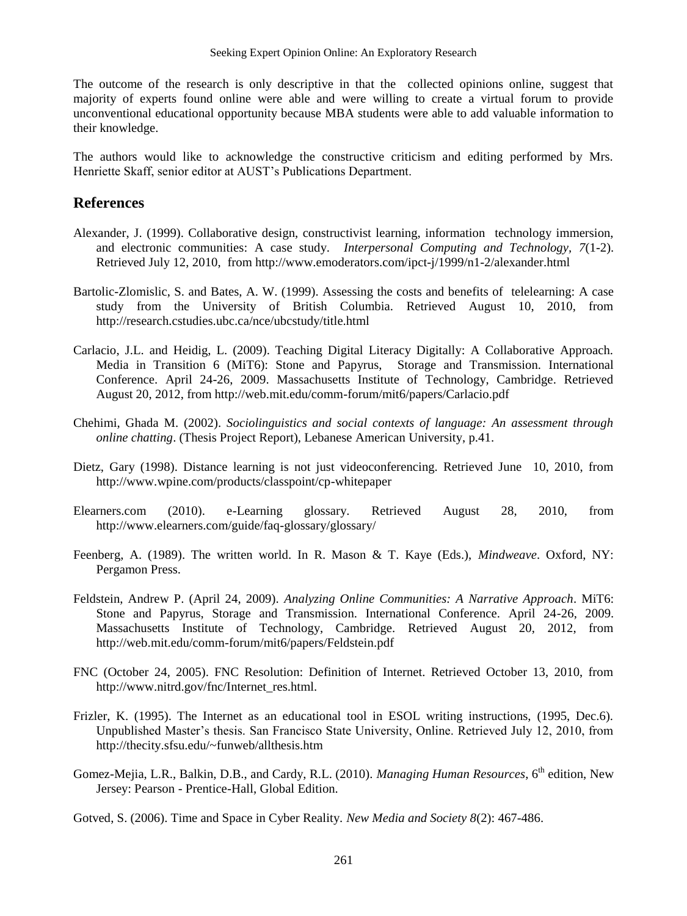The outcome of the research is only descriptive in that the collected opinions online, suggest that majority of experts found online were able and were willing to create a virtual forum to provide unconventional educational opportunity because MBA students were able to add valuable information to their knowledge.

The authors would like to acknowledge the constructive criticism and editing performed by Mrs. Henriette Skaff, senior editor at AUST's Publications Department.

## References

Alexander, J. (1999). Collaborative design, constructivist learning, information technology immersion, and electronic communities: A case study. *Interpersonal Computing and Technology, 7*(1-2). Retrieved July 12, 2010, from http://www.emoderators.com/ipct-j/1999/n1-2/alexander.html

Bartolic-Zlomislic, S. and Bates, A. W. (1999). Assessing the costs and benefits of telelearning: A case study from the University of British Columbia. Retrieved August 10, 2010, from http://research.cstudies.ubc.ca/nce/ubcstudy/title.html

Carlacio, J.L. and Heidig, L. (2009). Teaching Digital Literacy Digitally: A Collaborative Approach. Media in Transition 6 (MiT6): Stone and Papyrus, Storage and Transmission. International Conference. April 24-26, 2009. Massachusetts Institute of Technology, Cambridge. Retrieved August 20, 2012, from http://web.mit.edu/comm-forum/mit6/papers/Carlacio.pdf

Chehimi, Ghada M. (2002). *Sociolinguistics and social contexts of language: An assessment through online chatting*. (Thesis Project Report), Lebanese American University, p.41.

Dietz, Gary (1998). Distance learning is not just videoconferencing. Retrieved June 10, 2010, from http://www.wpine.com/products/classpoint/cp-whitepaper

Elearners.com (2010). e-Learning glossary. Retrieved August 28, 2010, from http://www.elearners.com/guide/faq-glossary/glossary/

Feenberg, A. (1989). The written world. In R. Mason & T. Kaye (Eds.), *Mindweave*. Oxford, NY: Pergamon Press.

Feldstein, Andrew P. (April 24, 2009). *Analyzing Online Communities: A Narrative Approach*. MiT6: Stone and Papyrus, Storage and Transmission. International Conference. April 24-26, 2009. Massachusetts Institute of Technology, Cambridge. Retrieved August 20, 2012, from http://web.mit.edu/comm-forum/mit6/papers/Feldstein.pdf

FNC (October 24, 2005). FNC Resolution: Definition of Internet. Retrieved October 13, 2010, from http://www.nitrd.gov/fnc/Internet_res.html.

Frizler, K. (1995). The Internet as an educational tool in ESOL writing instructions, (1995, Dec.6). Unpublished Master's thesis. San Francisco State University, Online. Retrieved July 12, 2010, from http://thecity.sfsu.edu/~funweb/allthesis.htm

Gomez-Mejia, L.R., Balkin, D.B., and Cardy, R.L. (2010). *Managing Human Resources*, 6th edition, New Jersey: Pearson - Prentice-Hall, Global Edition.

Gotved, S. (2006). Time and Space in Cyber Reality. *New Media and Society 8*(2): 467-486.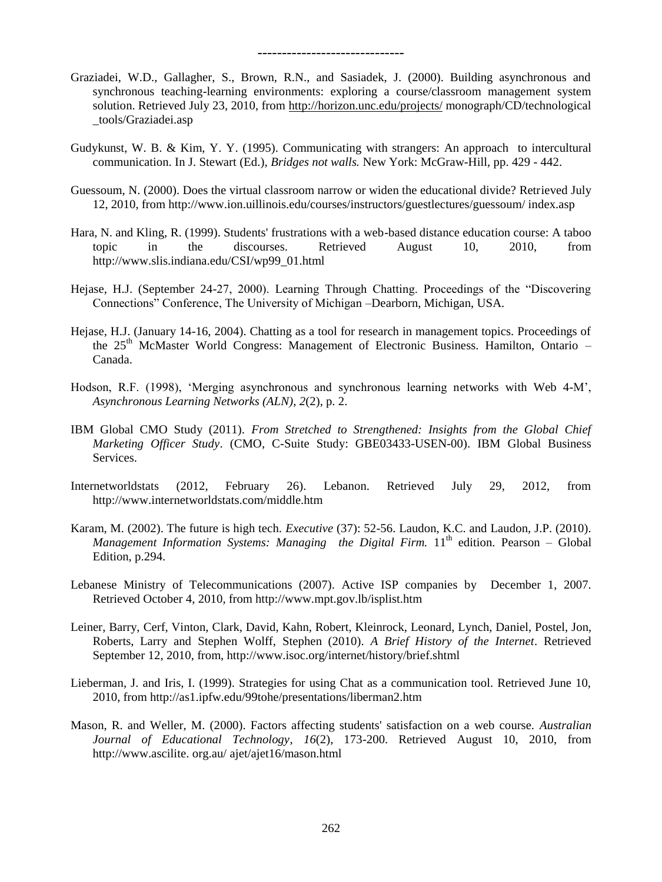------------------------------

Graziadei, W.D., Gallagher, S., Brown, R.N., and Sasiadek, J. (2000). Building asynchronous and synchronous teaching-learning environments: exploring a course/classroom management system solution. Retrieved July 23, 2010, from http://horizon.unc.edu/projects/ monograph/CD/technological _tools/Graziadei.asp

Gudykunst, W. B. & Kim, Y. Y. (1995). Communicating with strangers: An approach to intercultural communication. In J. Stewart (Ed.), *Bridges not walls.* New York: McGraw-Hill, pp. 429 - 442.

Guessoum, N. (2000). Does the virtual classroom narrow or widen the educational divide? Retrieved July 12, 2010, from http://www.ion.uillinois.edu/courses/instructors/guestlectures/guessoum/ index.asp

Hara, N. and Kling, R. (1999). Students' frustrations with a web-based distance education course: A taboo topic in the discourses. Retrieved August 10, 2010, from http://www.slis.indiana.edu/CSI/wp99_01.html

Hejase, H.J. (September 24-27, 2000). Learning Through Chatting. Proceedings of the "Discovering Connections" Conference, The University of Michigan –Dearborn, Michigan, USA.

Hejase, H.J. (January 14-16, 2004). Chatting as a tool for research in management topics. Proceedings of the 25th McMaster World Congress: Management of Electronic Business. Hamilton, Ontario – Canada.

Hodson, R.F. (1998), 'Merging asynchronous and synchronous learning networks with Web 4-M', *Asynchronous Learning Networks (ALN), 2*(2), p. 2.

IBM Global CMO Study (2011). *From Stretched to Strengthened: Insights from the Global Chief Marketing Officer Study*. (CMO, C-Suite Study: GBE03433-USEN-00). IBM Global Business Services.

Internetworldstats (2012, February 26). Lebanon. Retrieved July 29, 2012, from http://www.internetworldstats.com/middle.htm

Karam, M. (2002). The future is high tech. *Executive* (37): 52-56. Laudon, K.C. and Laudon, J.P. (2010). *Management Information Systems: Managing the Digital Firm.* 11th edition. Pearson – Global Edition, p.294.

Lebanese Ministry of Telecommunications (2007). Active ISP companies by December 1, 2007. Retrieved October 4, 2010, from http://www.mpt.gov.lb/isplist.htm

Leiner, Barry, Cerf, Vinton, Clark, David, Kahn, Robert, Kleinrock, Leonard, Lynch, Daniel, Postel, Jon, Roberts, Larry and Stephen Wolff, Stephen (2010). *A Brief History of the Internet*. Retrieved September 12, 2010, from, http://www.isoc.org/internet/history/brief.shtml

Lieberman, J. and Iris, I. (1999). Strategies for using Chat as a communication tool. Retrieved June 10, 2010, from http://as1.ipfw.edu/99tohe/presentations/liberman2.htm

Mason, R. and Weller, M. (2000). Factors affecting students' satisfaction on a web course. *Australian Journal of Educational Technology*, *16*(2), 173-200. Retrieved August 10, 2010, from http://www.ascilite. org.au/ ajet/ajet16/mason.html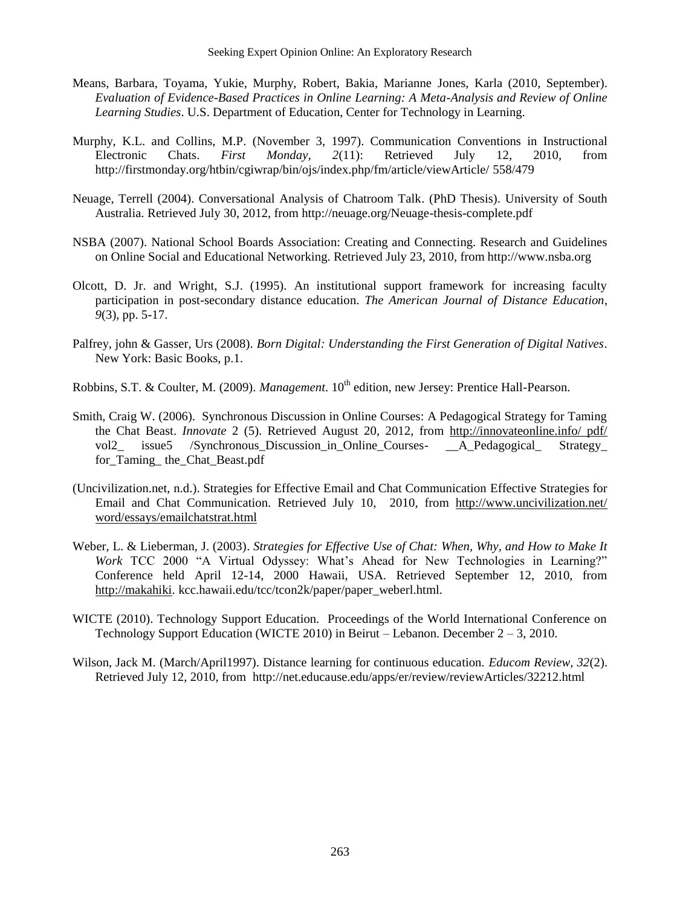Means, Barbara, Toyama, Yukie, Murphy, Robert, Bakia, Marianne Jones, Karla (2010, September). *Evaluation of Evidence-Based Practices in Online Learning: A Meta-Analysis and Review of Online Learning Studies*. U.S. Department of Education, Center for Technology in Learning.

Murphy, K.L. and Collins, M.P. (November 3, 1997). Communication Conventions in Instructional Electronic Chats. *First Monday, 2*(11): Retrieved July 12, 2010, from http://firstmonday.org/htbin/cgiwrap/bin/ojs/index.php/fm/article/viewArticle/ 558/479

Neuage, Terrell (2004). Conversational Analysis of Chatroom Talk. (PhD Thesis). University of South Australia. Retrieved July 30, 2012, from http://neuage.org/Neuage-thesis-complete.pdf

NSBA (2007). National School Boards Association: Creating and Connecting. Research and Guidelines on Online Social and Educational Networking. Retrieved July 23, 2010, from http://www.nsba.org

Olcott, D. Jr. and Wright, S.J. (1995). An institutional support framework for increasing faculty participation in post-secondary distance education. *The American Journal of Distance Education*, *9*(3), pp. 5-17.

Palfrey, john & Gasser, Urs (2008). *Born Digital: Understanding the First Generation of Digital Natives*. New York: Basic Books, p.1.

Robbins, S.T. & Coulter, M. (2009). *Management*. 10th edition, new Jersey: Prentice Hall-Pearson.

Smith, Craig W. (2006). Synchronous Discussion in Online Courses: A Pedagogical Strategy for Taming the Chat Beast. *Innovate* 2 (5). Retrieved August 20, 2012, from http://innovateonline.info/ pdf/ vol2_ issue5 /Synchronous_Discussion_in_Online_Courses- __A_Pedagogical_ Strategy_ for_Taming_ the_Chat_Beast.pdf

(Uncivilization.net, n.d.). Strategies for Effective Email and Chat Communication Effective Strategies for Email and Chat Communication. Retrieved July 10, 2010, from http://www.uncivilization.net/ word/essays/emailchatstrat.html

Weber, L. & Lieberman, J. (2003). *Strategies for Effective Use of Chat: When, Why, and How to Make It Work* TCC 2000 "A Virtual Odyssey: What's Ahead for New Technologies in Learning?" Conference held April 12-14, 2000 Hawaii, USA. Retrieved September 12, 2010, from http://makahiki. kcc.hawaii.edu/tcc/tcon2k/paper/paper_weberl.html.

WICTE (2010). Technology Support Education. Proceedings of the World International Conference on Technology Support Education (WICTE 2010) in Beirut – Lebanon. December 2 – 3, 2010.

Wilson, Jack M. (March/April1997). Distance learning for continuous education. *Educom Review, 32*(2). Retrieved July 12, 2010, from http://net.educause.edu/apps/er/review/reviewArticles/32212.html